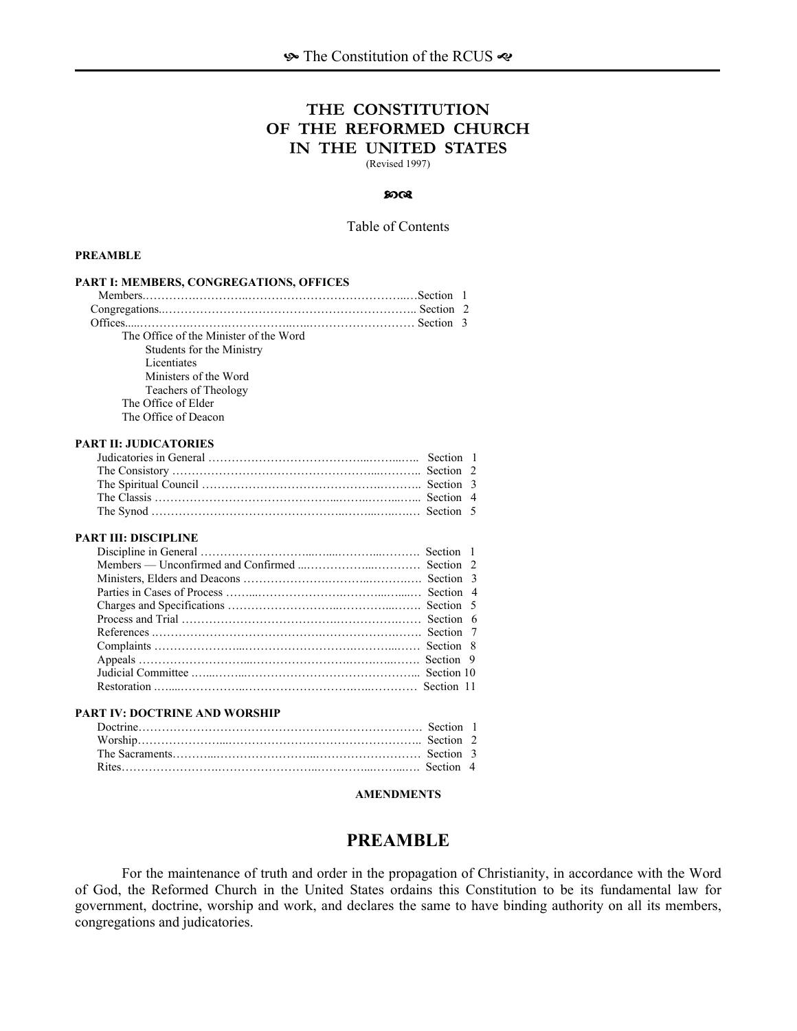# THE CONSTITUTION OF THE REFORMED CHURCH IN THE UNITED STATES

(Revised 1997)

Table of Contents

**PREAMBLE**

**PART I: MEMBERS, CONGREGATIONS, OFFICES**

- Members ........ Section 1
- Congregations ........ Section 2
- Offices ........ Section 3
  - The Office of the Minister of the Word
    - Students for the Ministry
    - Licentiates
    - Ministers of the Word
    - Teachers of Theology
  - The Office of Elder
  - The Office of Deacon

**PART II: JUDICATORIES**

- Judicatories in General ........ Section 1
- The Consistory ........ Section 2
- The Spiritual Council ........ Section 3
- The Classis ........ Section 4
- The Synod ........ Section 5

**PART III: DISCIPLINE**

- Discipline in General ........ Section 1
- Members — Unconfirmed and Confirmed ........ Section 2
- Ministers, Elders and Deacons ........ Section 3
- Parties in Cases of Process ........ Section 4
- Charges and Specifications ........ Section 5
- Process and Trial ........ Section 6
- References ........ Section 7
- Complaints ........ Section 8
- Appeals ........ Section 9
- Judicial Committee ........ Section 10
- Restoration ........ Section 11

**PART IV: DOCTRINE AND WORSHIP**

- Doctrine ........ Section 1
- Worship ........ Section 2
- The Sacraments ........ Section 3
- Rites ........ Section 4

**AMENDMENTS**

## PREAMBLE

For the maintenance of truth and order in the propagation of Christianity, in accordance with the Word of God, the Reformed Church in the United States ordains this Constitution to be its fundamental law for government, doctrine, worship and work, and declares the same to have binding authority on all its members, congregations and judicatories.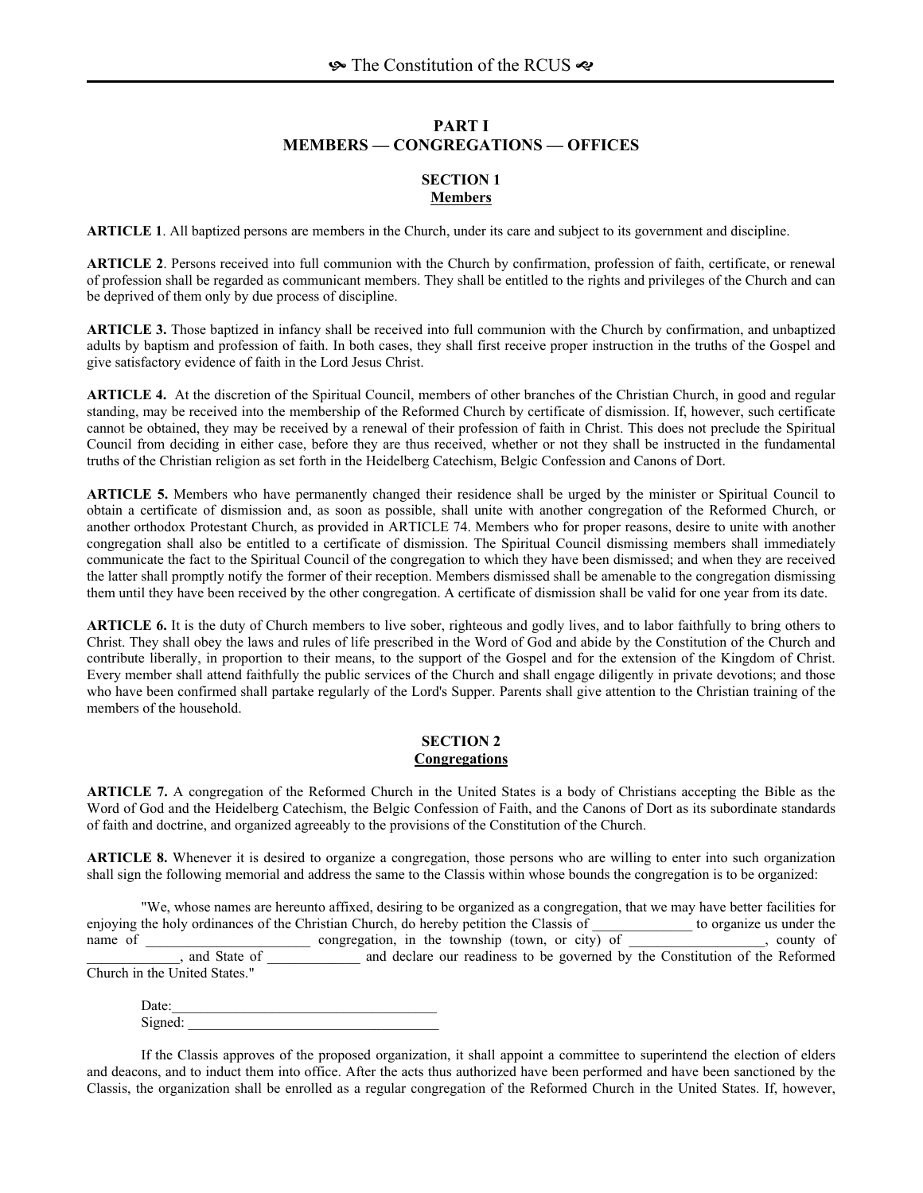# PART I
# MEMBERS — CONGREGATIONS — OFFICES

## SECTION 1
## Members

**ARTICLE 1**. All baptized persons are members in the Church, under its care and subject to its government and discipline.

**ARTICLE 2**. Persons received into full communion with the Church by confirmation, profession of faith, certificate, or renewal of profession shall be regarded as communicant members. They shall be entitled to the rights and privileges of the Church and can be deprived of them only by due process of discipline.

**ARTICLE 3.** Those baptized in infancy shall be received into full communion with the Church by confirmation, and unbaptized adults by baptism and profession of faith. In both cases, they shall first receive proper instruction in the truths of the Gospel and give satisfactory evidence of faith in the Lord Jesus Christ.

**ARTICLE 4.** At the discretion of the Spiritual Council, members of other branches of the Christian Church, in good and regular standing, may be received into the membership of the Reformed Church by certificate of dismission. If, however, such certificate cannot be obtained, they may be received by a renewal of their profession of faith in Christ. This does not preclude the Spiritual Council from deciding in either case, before they are thus received, whether or not they shall be instructed in the fundamental truths of the Christian religion as set forth in the Heidelberg Catechism, Belgic Confession and Canons of Dort.

**ARTICLE 5.** Members who have permanently changed their residence shall be urged by the minister or Spiritual Council to obtain a certificate of dismission and, as soon as possible, shall unite with another congregation of the Reformed Church, or another orthodox Protestant Church, as provided in ARTICLE 74. Members who for proper reasons, desire to unite with another congregation shall also be entitled to a certificate of dismission. The Spiritual Council dismissing members shall immediately communicate the fact to the Spiritual Council of the congregation to which they have been dismissed; and when they are received the latter shall promptly notify the former of their reception. Members dismissed shall be amenable to the congregation dismissing them until they have been received by the other congregation. A certificate of dismission shall be valid for one year from its date.

**ARTICLE 6.** It is the duty of Church members to live sober, righteous and godly lives, and to labor faithfully to bring others to Christ. They shall obey the laws and rules of life prescribed in the Word of God and abide by the Constitution of the Church and contribute liberally, in proportion to their means, to the support of the Gospel and for the extension of the Kingdom of Christ. Every member shall attend faithfully the public services of the Church and shall engage diligently in private devotions; and those who have been confirmed shall partake regularly of the Lord's Supper. Parents shall give attention to the Christian training of the members of the household.

## SECTION 2
## Congregations

**ARTICLE 7.** A congregation of the Reformed Church in the United States is a body of Christians accepting the Bible as the Word of God and the Heidelberg Catechism, the Belgic Confession of Faith, and the Canons of Dort as its subordinate standards of faith and doctrine, and organized agreeably to the provisions of the Constitution of the Church.

**ARTICLE 8.** Whenever it is desired to organize a congregation, those persons who are willing to enter into such organization shall sign the following memorial and address the same to the Classis within whose bounds the congregation is to be organized:

"We, whose names are hereunto affixed, desiring to be organized as a congregation, that we may have better facilities for enjoying the holy ordinances of the Christian Church, do hereby petition the Classis of ______________ to organize us under the name of _______________________ congregation, in the township (town, or city) of ___________________, county of _____________, and State of _____________ and declare our readiness to be governed by the Constitution of the Reformed Church in the United States."

Date:____________________________________
Signed: ___________________________________

If the Classis approves of the proposed organization, it shall appoint a committee to superintend the election of elders and deacons, and to induct them into office. After the acts thus authorized have been performed and have been sanctioned by the Classis, the organization shall be enrolled as a regular congregation of the Reformed Church in the United States. If, however,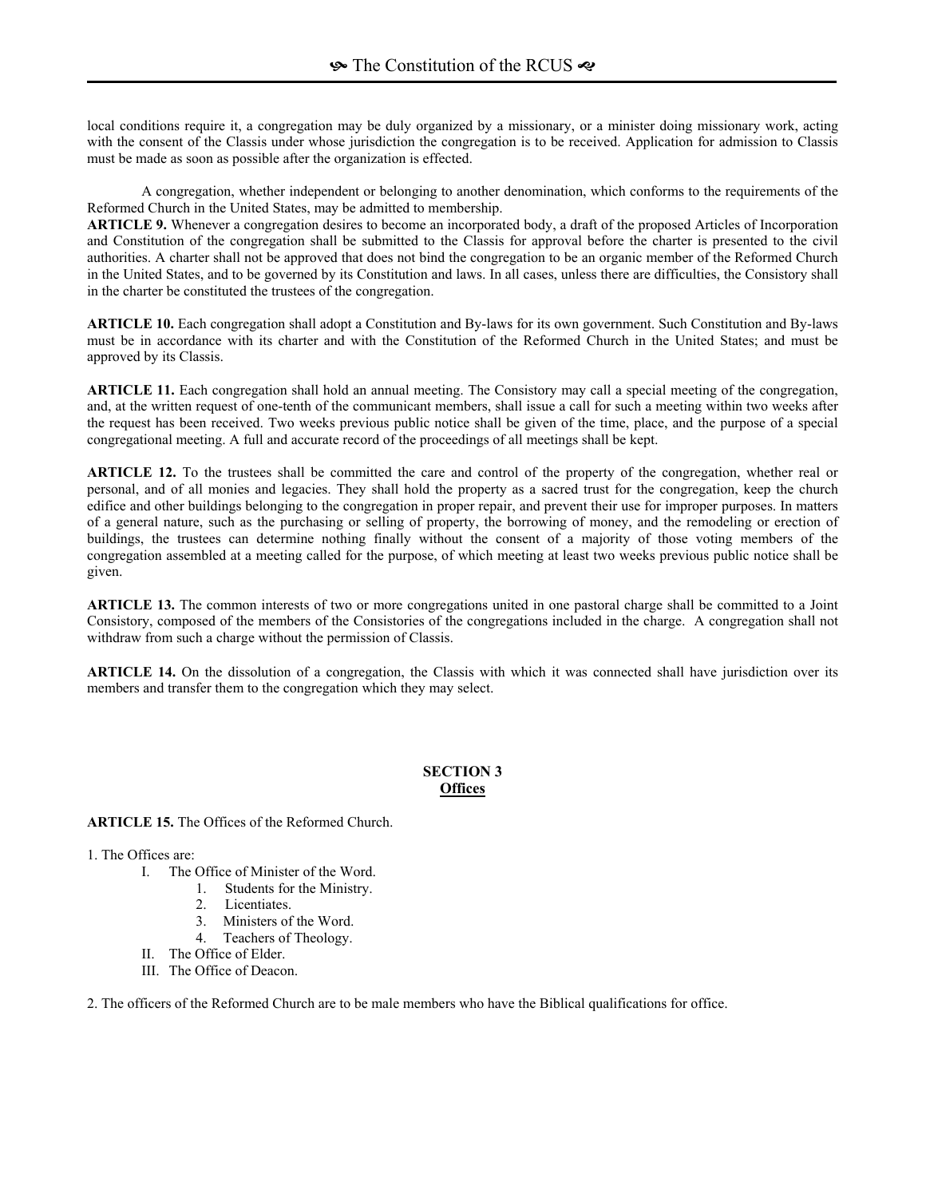local conditions require it, a congregation may be duly organized by a missionary, or a minister doing missionary work, acting with the consent of the Classis under whose jurisdiction the congregation is to be received. Application for admission to Classis must be made as soon as possible after the organization is effected.

A congregation, whether independent or belonging to another denomination, which conforms to the requirements of the Reformed Church in the United States, may be admitted to membership.

**ARTICLE 9.** Whenever a congregation desires to become an incorporated body, a draft of the proposed Articles of Incorporation and Constitution of the congregation shall be submitted to the Classis for approval before the charter is presented to the civil authorities. A charter shall not be approved that does not bind the congregation to be an organic member of the Reformed Church in the United States, and to be governed by its Constitution and laws. In all cases, unless there are difficulties, the Consistory shall in the charter be constituted the trustees of the congregation.

**ARTICLE 10.** Each congregation shall adopt a Constitution and By-laws for its own government. Such Constitution and By-laws must be in accordance with its charter and with the Constitution of the Reformed Church in the United States; and must be approved by its Classis.

**ARTICLE 11.** Each congregation shall hold an annual meeting. The Consistory may call a special meeting of the congregation, and, at the written request of one-tenth of the communicant members, shall issue a call for such a meeting within two weeks after the request has been received. Two weeks previous public notice shall be given of the time, place, and the purpose of a special congregational meeting. A full and accurate record of the proceedings of all meetings shall be kept.

**ARTICLE 12.** To the trustees shall be committed the care and control of the property of the congregation, whether real or personal, and of all monies and legacies. They shall hold the property as a sacred trust for the congregation, keep the church edifice and other buildings belonging to the congregation in proper repair, and prevent their use for improper purposes. In matters of a general nature, such as the purchasing or selling of property, the borrowing of money, and the remodeling or erection of buildings, the trustees can determine nothing finally without the consent of a majority of those voting members of the congregation assembled at a meeting called for the purpose, of which meeting at least two weeks previous public notice shall be given.

**ARTICLE 13.** The common interests of two or more congregations united in one pastoral charge shall be committed to a Joint Consistory, composed of the members of the Consistories of the congregations included in the charge. A congregation shall not withdraw from such a charge without the permission of Classis.

**ARTICLE 14.** On the dissolution of a congregation, the Classis with which it was connected shall have jurisdiction over its members and transfer them to the congregation which they may select.

## SECTION 3
## Offices

**ARTICLE 15.** The Offices of the Reformed Church.

1. The Offices are:
   - I. The Office of Minister of the Word.
     1. Students for the Ministry.
     2. Licentiates.
     3. Ministers of the Word.
     4. Teachers of Theology.
   - II. The Office of Elder.
   - III. The Office of Deacon.

2. The officers of the Reformed Church are to be male members who have the Biblical qualifications for office.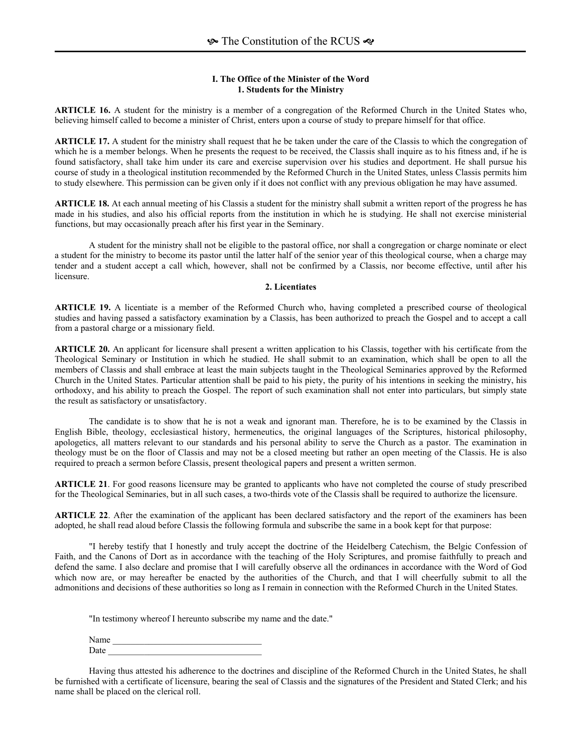### I. The Office of the Minister of the Word

#### 1. Students for the Ministry

**ARTICLE 16.** A student for the ministry is a member of a congregation of the Reformed Church in the United States who, believing himself called to become a minister of Christ, enters upon a course of study to prepare himself for that office.

**ARTICLE 17.** A student for the ministry shall request that he be taken under the care of the Classis to which the congregation of which he is a member belongs. When he presents the request to be received, the Classis shall inquire as to his fitness and, if he is found satisfactory, shall take him under its care and exercise supervision over his studies and deportment. He shall pursue his course of study in a theological institution recommended by the Reformed Church in the United States, unless Classis permits him to study elsewhere. This permission can be given only if it does not conflict with any previous obligation he may have assumed.

**ARTICLE 18.** At each annual meeting of his Classis a student for the ministry shall submit a written report of the progress he has made in his studies, and also his official reports from the institution in which he is studying. He shall not exercise ministerial functions, but may occasionally preach after his first year in the Seminary.

A student for the ministry shall not be eligible to the pastoral office, nor shall a congregation or charge nominate or elect a student for the ministry to become its pastor until the latter half of the senior year of this theological course, when a charge may tender and a student accept a call which, however, shall not be confirmed by a Classis, nor become effective, until after his licensure.

#### 2. Licentiates

**ARTICLE 19.** A licentiate is a member of the Reformed Church who, having completed a prescribed course of theological studies and having passed a satisfactory examination by a Classis, has been authorized to preach the Gospel and to accept a call from a pastoral charge or a missionary field.

**ARTICLE 20.** An applicant for licensure shall present a written application to his Classis, together with his certificate from the Theological Seminary or Institution in which he studied. He shall submit to an examination, which shall be open to all the members of Classis and shall embrace at least the main subjects taught in the Theological Seminaries approved by the Reformed Church in the United States. Particular attention shall be paid to his piety, the purity of his intentions in seeking the ministry, his orthodoxy, and his ability to preach the Gospel. The report of such examination shall not enter into particulars, but simply state the result as satisfactory or unsatisfactory.

The candidate is to show that he is not a weak and ignorant man. Therefore, he is to be examined by the Classis in English Bible, theology, ecclesiastical history, hermeneutics, the original languages of the Scriptures, historical philosophy, apologetics, all matters relevant to our standards and his personal ability to serve the Church as a pastor. The examination in theology must be on the floor of Classis and may not be a closed meeting but rather an open meeting of the Classis. He is also required to preach a sermon before Classis, present theological papers and present a written sermon.

**ARTICLE 21**. For good reasons licensure may be granted to applicants who have not completed the course of study prescribed for the Theological Seminaries, but in all such cases, a two-thirds vote of the Classis shall be required to authorize the licensure.

**ARTICLE 22**. After the examination of the applicant has been declared satisfactory and the report of the examiners has been adopted, he shall read aloud before Classis the following formula and subscribe the same in a book kept for that purpose:

"I hereby testify that I honestly and truly accept the doctrine of the Heidelberg Catechism, the Belgic Confession of Faith, and the Canons of Dort as in accordance with the teaching of the Holy Scriptures, and promise faithfully to preach and defend the same. I also declare and promise that I will carefully observe all the ordinances in accordance with the Word of God which now are, or may hereafter be enacted by the authorities of the Church, and that I will cheerfully submit to all the admonitions and decisions of these authorities so long as I remain in connection with the Reformed Church in the United States.

"In testimony whereof I hereunto subscribe my name and the date."

Name ________________________________
Date ________________________________

Having thus attested his adherence to the doctrines and discipline of the Reformed Church in the United States, he shall be furnished with a certificate of licensure, bearing the seal of Classis and the signatures of the President and Stated Clerk; and his name shall be placed on the clerical roll.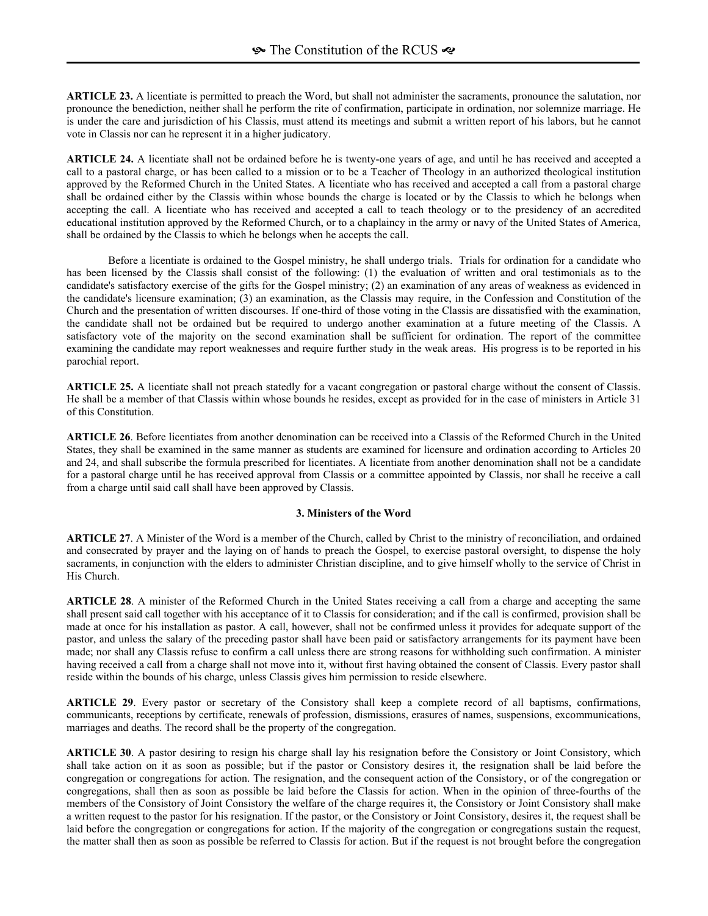**ARTICLE 23.** A licentiate is permitted to preach the Word, but shall not administer the sacraments, pronounce the salutation, nor pronounce the benediction, neither shall he perform the rite of confirmation, participate in ordination, nor solemnize marriage. He is under the care and jurisdiction of his Classis, must attend its meetings and submit a written report of his labors, but he cannot vote in Classis nor can he represent it in a higher judicatory.

**ARTICLE 24.** A licentiate shall not be ordained before he is twenty-one years of age, and until he has received and accepted a call to a pastoral charge, or has been called to a mission or to be a Teacher of Theology in an authorized theological institution approved by the Reformed Church in the United States. A licentiate who has received and accepted a call from a pastoral charge shall be ordained either by the Classis within whose bounds the charge is located or by the Classis to which he belongs when accepting the call. A licentiate who has received and accepted a call to teach theology or to the presidency of an accredited educational institution approved by the Reformed Church, or to a chaplaincy in the army or navy of the United States of America, shall be ordained by the Classis to which he belongs when he accepts the call.

Before a licentiate is ordained to the Gospel ministry, he shall undergo trials. Trials for ordination for a candidate who has been licensed by the Classis shall consist of the following: (1) the evaluation of written and oral testimonials as to the candidate's satisfactory exercise of the gifts for the Gospel ministry; (2) an examination of any areas of weakness as evidenced in the candidate's licensure examination; (3) an examination, as the Classis may require, in the Confession and Constitution of the Church and the presentation of written discourses. If one-third of those voting in the Classis are dissatisfied with the examination, the candidate shall not be ordained but be required to undergo another examination at a future meeting of the Classis. A satisfactory vote of the majority on the second examination shall be sufficient for ordination. The report of the committee examining the candidate may report weaknesses and require further study in the weak areas. His progress is to be reported in his parochial report.

**ARTICLE 25.** A licentiate shall not preach statedly for a vacant congregation or pastoral charge without the consent of Classis. He shall be a member of that Classis within whose bounds he resides, except as provided for in the case of ministers in Article 31 of this Constitution.

**ARTICLE 26**. Before licentiates from another denomination can be received into a Classis of the Reformed Church in the United States, they shall be examined in the same manner as students are examined for licensure and ordination according to Articles 20 and 24, and shall subscribe the formula prescribed for licentiates. A licentiate from another denomination shall not be a candidate for a pastoral charge until he has received approval from Classis or a committee appointed by Classis, nor shall he receive a call from a charge until said call shall have been approved by Classis.

### 3. Ministers of the Word

**ARTICLE 27**. A Minister of the Word is a member of the Church, called by Christ to the ministry of reconciliation, and ordained and consecrated by prayer and the laying on of hands to preach the Gospel, to exercise pastoral oversight, to dispense the holy sacraments, in conjunction with the elders to administer Christian discipline, and to give himself wholly to the service of Christ in His Church.

**ARTICLE 28**. A minister of the Reformed Church in the United States receiving a call from a charge and accepting the same shall present said call together with his acceptance of it to Classis for consideration; and if the call is confirmed, provision shall be made at once for his installation as pastor. A call, however, shall not be confirmed unless it provides for adequate support of the pastor, and unless the salary of the preceding pastor shall have been paid or satisfactory arrangements for its payment have been made; nor shall any Classis refuse to confirm a call unless there are strong reasons for withholding such confirmation. A minister having received a call from a charge shall not move into it, without first having obtained the consent of Classis. Every pastor shall reside within the bounds of his charge, unless Classis gives him permission to reside elsewhere.

**ARTICLE 29**. Every pastor or secretary of the Consistory shall keep a complete record of all baptisms, confirmations, communicants, receptions by certificate, renewals of profession, dismissions, erasures of names, suspensions, excommunications, marriages and deaths. The record shall be the property of the congregation.

**ARTICLE 30**. A pastor desiring to resign his charge shall lay his resignation before the Consistory or Joint Consistory, which shall take action on it as soon as possible; but if the pastor or Consistory desires it, the resignation shall be laid before the congregation or congregations for action. The resignation, and the consequent action of the Consistory, or of the congregation or congregations, shall then as soon as possible be laid before the Classis for action. When in the opinion of three-fourths of the members of the Consistory of Joint Consistory the welfare of the charge requires it, the Consistory or Joint Consistory shall make a written request to the pastor for his resignation. If the pastor, or the Consistory or Joint Consistory, desires it, the request shall be laid before the congregation or congregations for action. If the majority of the congregation or congregations sustain the request, the matter shall then as soon as possible be referred to Classis for action. But if the request is not brought before the congregation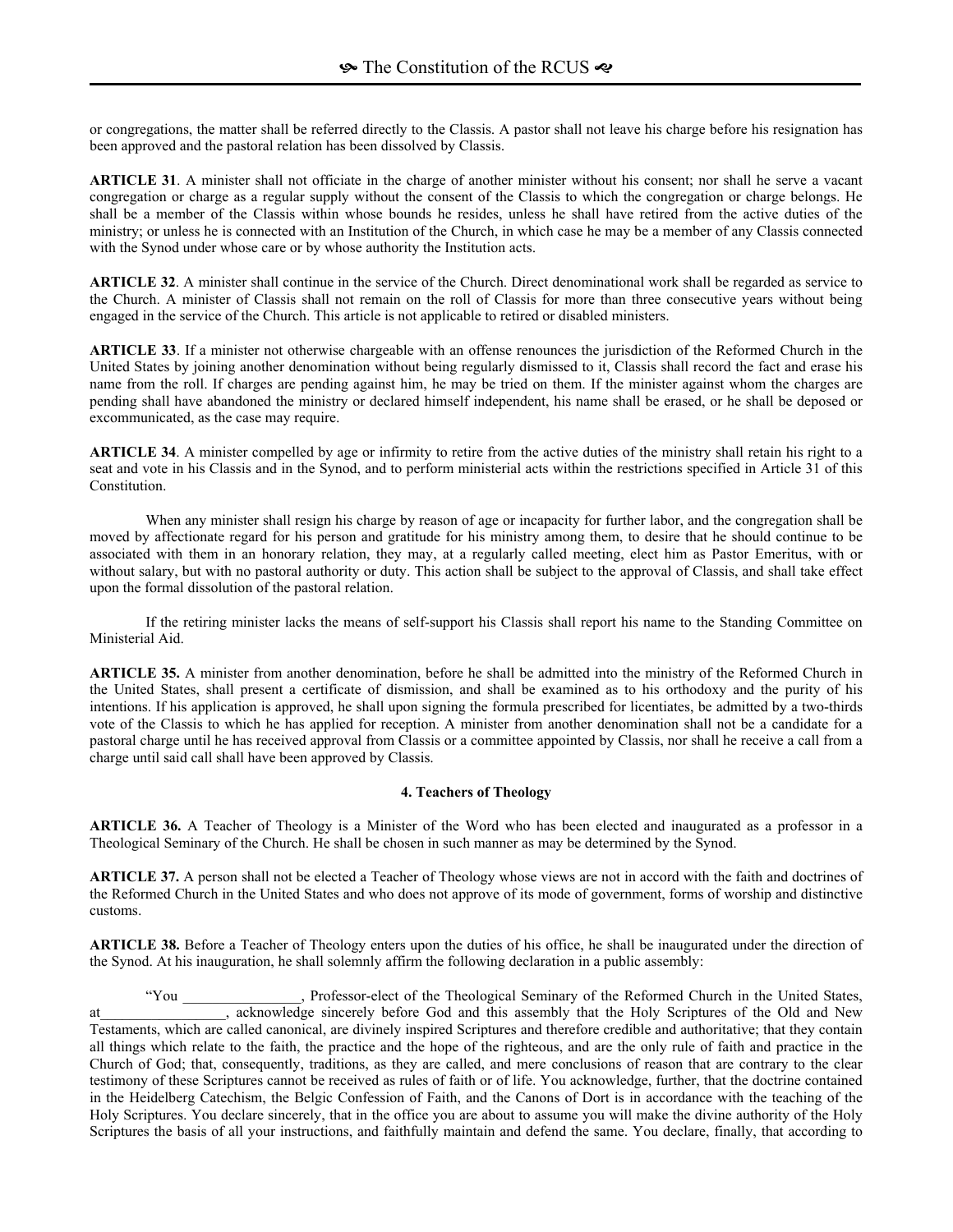or congregations, the matter shall be referred directly to the Classis. A pastor shall not leave his charge before his resignation has been approved and the pastoral relation has been dissolved by Classis.

**ARTICLE 31**. A minister shall not officiate in the charge of another minister without his consent; nor shall he serve a vacant congregation or charge as a regular supply without the consent of the Classis to which the congregation or charge belongs. He shall be a member of the Classis within whose bounds he resides, unless he shall have retired from the active duties of the ministry; or unless he is connected with an Institution of the Church, in which case he may be a member of any Classis connected with the Synod under whose care or by whose authority the Institution acts.

**ARTICLE 32**. A minister shall continue in the service of the Church. Direct denominational work shall be regarded as service to the Church. A minister of Classis shall not remain on the roll of Classis for more than three consecutive years without being engaged in the service of the Church. This article is not applicable to retired or disabled ministers.

**ARTICLE 33**. If a minister not otherwise chargeable with an offense renounces the jurisdiction of the Reformed Church in the United States by joining another denomination without being regularly dismissed to it, Classis shall record the fact and erase his name from the roll. If charges are pending against him, he may be tried on them. If the minister against whom the charges are pending shall have abandoned the ministry or declared himself independent, his name shall be erased, or he shall be deposed or excommunicated, as the case may require.

**ARTICLE 34**. A minister compelled by age or infirmity to retire from the active duties of the ministry shall retain his right to a seat and vote in his Classis and in the Synod, and to perform ministerial acts within the restrictions specified in Article 31 of this Constitution.

When any minister shall resign his charge by reason of age or incapacity for further labor, and the congregation shall be moved by affectionate regard for his person and gratitude for his ministry among them, to desire that he should continue to be associated with them in an honorary relation, they may, at a regularly called meeting, elect him as Pastor Emeritus, with or without salary, but with no pastoral authority or duty. This action shall be subject to the approval of Classis, and shall take effect upon the formal dissolution of the pastoral relation.

If the retiring minister lacks the means of self-support his Classis shall report his name to the Standing Committee on Ministerial Aid.

**ARTICLE 35.** A minister from another denomination, before he shall be admitted into the ministry of the Reformed Church in the United States, shall present a certificate of dismission, and shall be examined as to his orthodoxy and the purity of his intentions. If his application is approved, he shall upon signing the formula prescribed for licentiates, be admitted by a two-thirds vote of the Classis to which he has applied for reception. A minister from another denomination shall not be a candidate for a pastoral charge until he has received approval from Classis or a committee appointed by Classis, nor shall he receive a call from a charge until said call shall have been approved by Classis.

#### 4. Teachers of Theology

**ARTICLE 36.** A Teacher of Theology is a Minister of the Word who has been elected and inaugurated as a professor in a Theological Seminary of the Church. He shall be chosen in such manner as may be determined by the Synod.

**ARTICLE 37.** A person shall not be elected a Teacher of Theology whose views are not in accord with the faith and doctrines of the Reformed Church in the United States and who does not approve of its mode of government, forms of worship and distinctive customs.

**ARTICLE 38.** Before a Teacher of Theology enters upon the duties of his office, he shall be inaugurated under the direction of the Synod. At his inauguration, he shall solemnly affirm the following declaration in a public assembly:

"You ________________, Professor-elect of the Theological Seminary of the Reformed Church in the United States, at________________, acknowledge sincerely before God and this assembly that the Holy Scriptures of the Old and New Testaments, which are called canonical, are divinely inspired Scriptures and therefore credible and authoritative; that they contain all things which relate to the faith, the practice and the hope of the righteous, and are the only rule of faith and practice in the Church of God; that, consequently, traditions, as they are called, and mere conclusions of reason that are contrary to the clear testimony of these Scriptures cannot be received as rules of faith or of life. You acknowledge, further, that the doctrine contained in the Heidelberg Catechism, the Belgic Confession of Faith, and the Canons of Dort is in accordance with the teaching of the Holy Scriptures. You declare sincerely, that in the office you are about to assume you will make the divine authority of the Holy Scriptures the basis of all your instructions, and faithfully maintain and defend the same. You declare, finally, that according to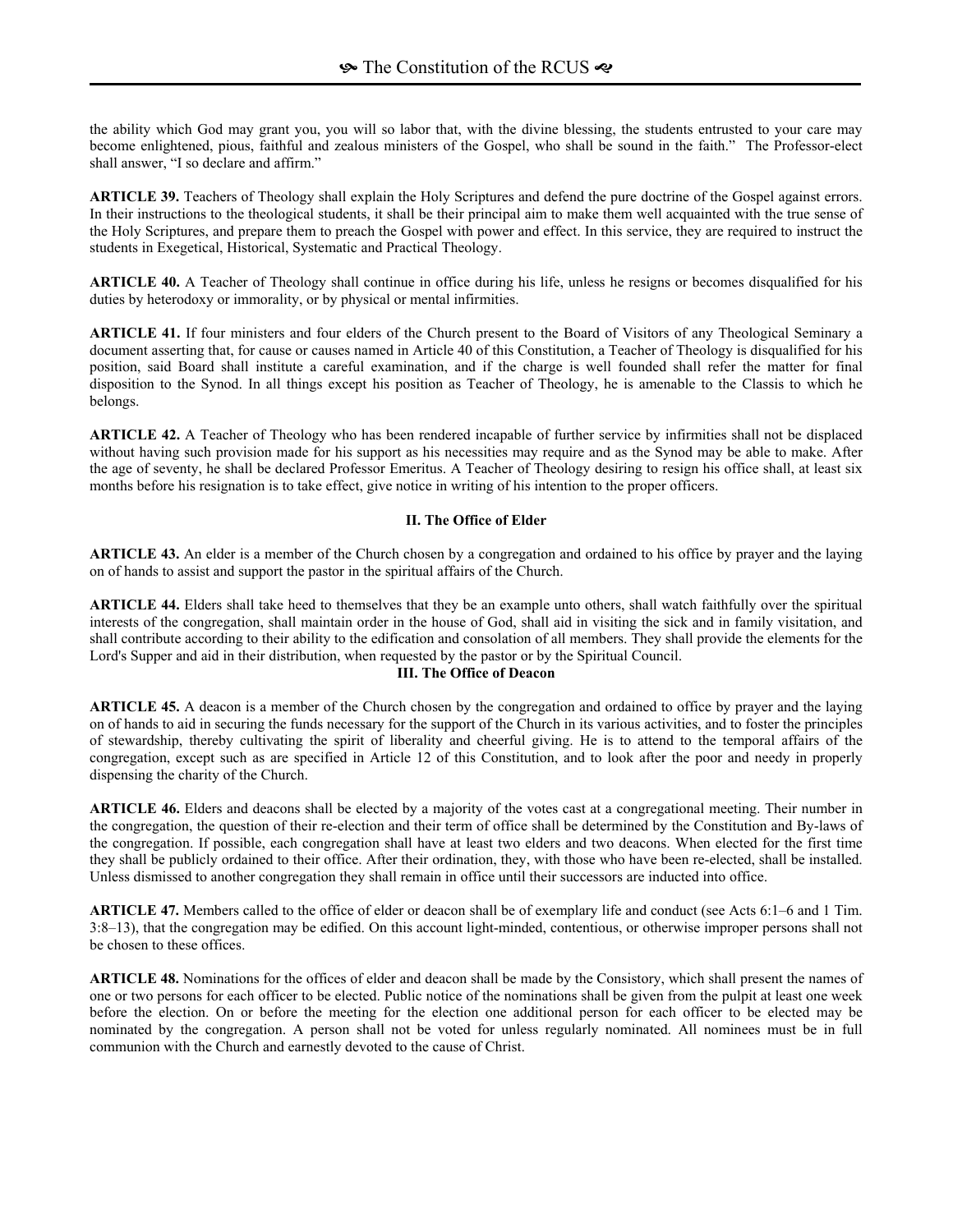the ability which God may grant you, you will so labor that, with the divine blessing, the students entrusted to your care may become enlightened, pious, faithful and zealous ministers of the Gospel, who shall be sound in the faith." The Professor-elect shall answer, "I so declare and affirm."

**ARTICLE 39.** Teachers of Theology shall explain the Holy Scriptures and defend the pure doctrine of the Gospel against errors. In their instructions to the theological students, it shall be their principal aim to make them well acquainted with the true sense of the Holy Scriptures, and prepare them to preach the Gospel with power and effect. In this service, they are required to instruct the students in Exegetical, Historical, Systematic and Practical Theology.

**ARTICLE 40.** A Teacher of Theology shall continue in office during his life, unless he resigns or becomes disqualified for his duties by heterodoxy or immorality, or by physical or mental infirmities.

**ARTICLE 41.** If four ministers and four elders of the Church present to the Board of Visitors of any Theological Seminary a document asserting that, for cause or causes named in Article 40 of this Constitution, a Teacher of Theology is disqualified for his position, said Board shall institute a careful examination, and if the charge is well founded shall refer the matter for final disposition to the Synod. In all things except his position as Teacher of Theology, he is amenable to the Classis to which he belongs.

**ARTICLE 42.** A Teacher of Theology who has been rendered incapable of further service by infirmities shall not be displaced without having such provision made for his support as his necessities may require and as the Synod may be able to make. After the age of seventy, he shall be declared Professor Emeritus. A Teacher of Theology desiring to resign his office shall, at least six months before his resignation is to take effect, give notice in writing of his intention to the proper officers.

### II. The Office of Elder

**ARTICLE 43.** An elder is a member of the Church chosen by a congregation and ordained to his office by prayer and the laying on of hands to assist and support the pastor in the spiritual affairs of the Church.

**ARTICLE 44.** Elders shall take heed to themselves that they be an example unto others, shall watch faithfully over the spiritual interests of the congregation, shall maintain order in the house of God, shall aid in visiting the sick and in family visitation, and shall contribute according to their ability to the edification and consolation of all members. They shall provide the elements for the Lord's Supper and aid in their distribution, when requested by the pastor or by the Spiritual Council.

### III. The Office of Deacon

**ARTICLE 45.** A deacon is a member of the Church chosen by the congregation and ordained to office by prayer and the laying on of hands to aid in securing the funds necessary for the support of the Church in its various activities, and to foster the principles of stewardship, thereby cultivating the spirit of liberality and cheerful giving. He is to attend to the temporal affairs of the congregation, except such as are specified in Article 12 of this Constitution, and to look after the poor and needy in properly dispensing the charity of the Church.

**ARTICLE 46.** Elders and deacons shall be elected by a majority of the votes cast at a congregational meeting. Their number in the congregation, the question of their re-election and their term of office shall be determined by the Constitution and By-laws of the congregation. If possible, each congregation shall have at least two elders and two deacons. When elected for the first time they shall be publicly ordained to their office. After their ordination, they, with those who have been re-elected, shall be installed. Unless dismissed to another congregation they shall remain in office until their successors are inducted into office.

**ARTICLE 47.** Members called to the office of elder or deacon shall be of exemplary life and conduct (see Acts 6:1–6 and 1 Tim. 3:8–13), that the congregation may be edified. On this account light-minded, contentious, or otherwise improper persons shall not be chosen to these offices.

**ARTICLE 48.** Nominations for the offices of elder and deacon shall be made by the Consistory, which shall present the names of one or two persons for each officer to be elected. Public notice of the nominations shall be given from the pulpit at least one week before the election. On or before the meeting for the election one additional person for each officer to be elected may be nominated by the congregation. A person shall not be voted for unless regularly nominated. All nominees must be in full communion with the Church and earnestly devoted to the cause of Christ.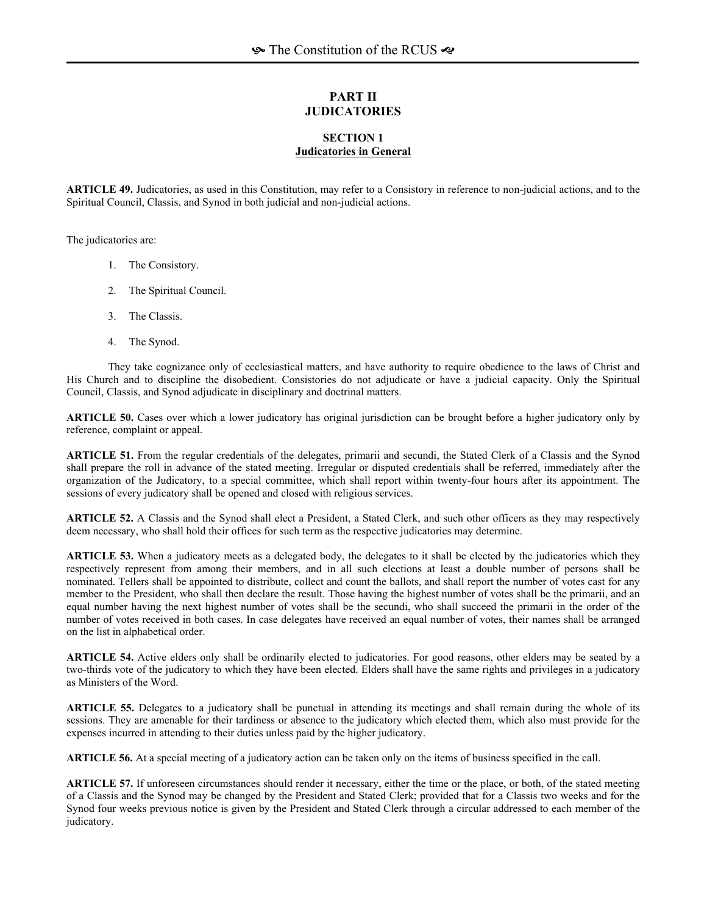# PART II
# JUDICATORIES

## SECTION 1
## Judicatories in General

**ARTICLE 49.** Judicatories, as used in this Constitution, may refer to a Consistory in reference to non-judicial actions, and to the Spiritual Council, Classis, and Synod in both judicial and non-judicial actions.

The judicatories are:

1. The Consistory.
2. The Spiritual Council.
3. The Classis.
4. The Synod.

They take cognizance only of ecclesiastical matters, and have authority to require obedience to the laws of Christ and His Church and to discipline the disobedient. Consistories do not adjudicate or have a judicial capacity. Only the Spiritual Council, Classis, and Synod adjudicate in disciplinary and doctrinal matters.

**ARTICLE 50.** Cases over which a lower judicatory has original jurisdiction can be brought before a higher judicatory only by reference, complaint or appeal.

**ARTICLE 51.** From the regular credentials of the delegates, primarii and secundi, the Stated Clerk of a Classis and the Synod shall prepare the roll in advance of the stated meeting. Irregular or disputed credentials shall be referred, immediately after the organization of the Judicatory, to a special committee, which shall report within twenty-four hours after its appointment. The sessions of every judicatory shall be opened and closed with religious services.

**ARTICLE 52.** A Classis and the Synod shall elect a President, a Stated Clerk, and such other officers as they may respectively deem necessary, who shall hold their offices for such term as the respective judicatories may determine.

**ARTICLE 53.** When a judicatory meets as a delegated body, the delegates to it shall be elected by the judicatories which they respectively represent from among their members, and in all such elections at least a double number of persons shall be nominated. Tellers shall be appointed to distribute, collect and count the ballots, and shall report the number of votes cast for any member to the President, who shall then declare the result. Those having the highest number of votes shall be the primarii, and an equal number having the next highest number of votes shall be the secundi, who shall succeed the primarii in the order of the number of votes received in both cases. In case delegates have received an equal number of votes, their names shall be arranged on the list in alphabetical order.

**ARTICLE 54.** Active elders only shall be ordinarily elected to judicatories. For good reasons, other elders may be seated by a two-thirds vote of the judicatory to which they have been elected. Elders shall have the same rights and privileges in a judicatory as Ministers of the Word.

**ARTICLE 55.** Delegates to a judicatory shall be punctual in attending its meetings and shall remain during the whole of its sessions. They are amenable for their tardiness or absence to the judicatory which elected them, which also must provide for the expenses incurred in attending to their duties unless paid by the higher judicatory.

**ARTICLE 56.** At a special meeting of a judicatory action can be taken only on the items of business specified in the call.

**ARTICLE 57.** If unforeseen circumstances should render it necessary, either the time or the place, or both, of the stated meeting of a Classis and the Synod may be changed by the President and Stated Clerk; provided that for a Classis two weeks and for the Synod four weeks previous notice is given by the President and Stated Clerk through a circular addressed to each member of the judicatory.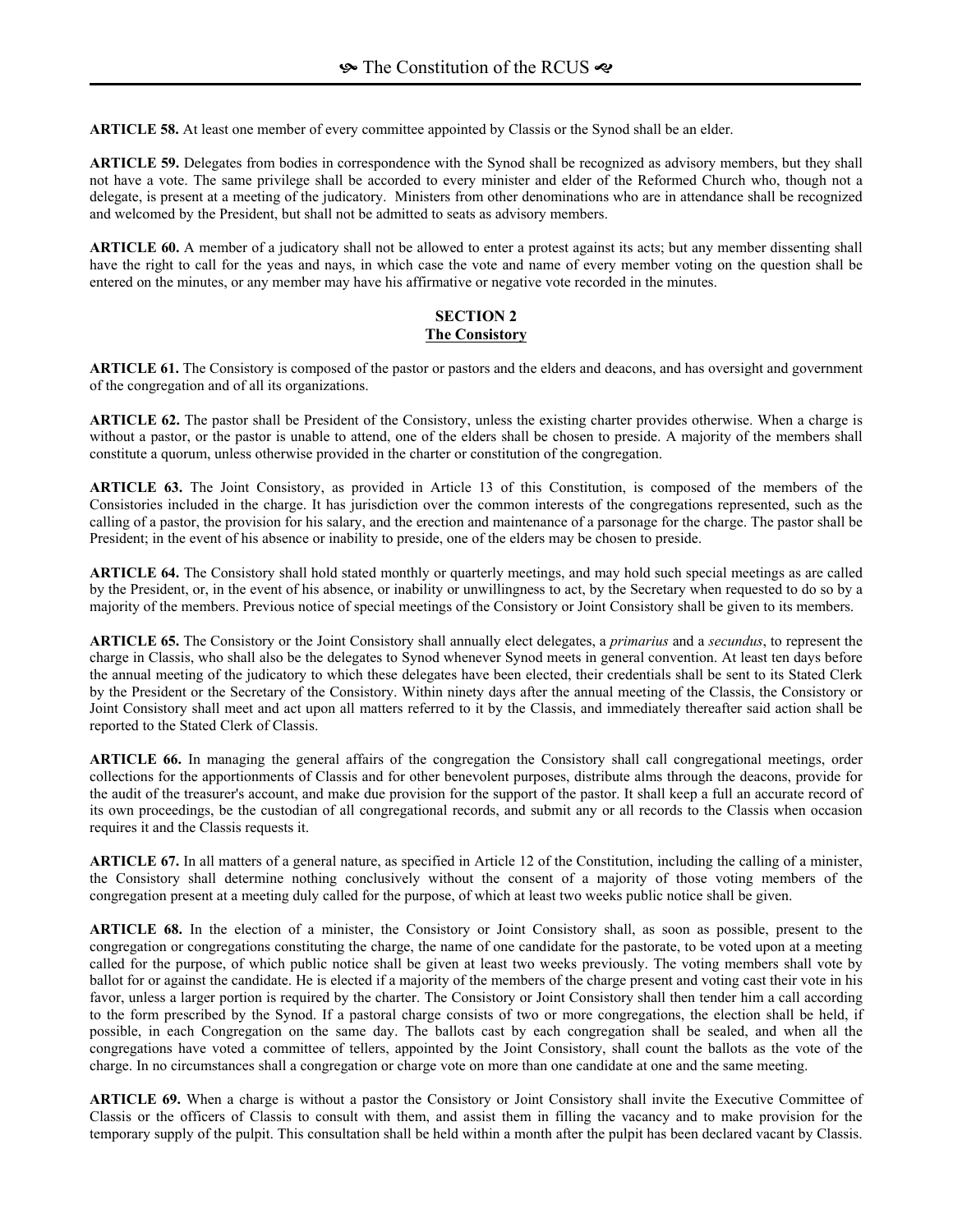**ARTICLE 58.** At least one member of every committee appointed by Classis or the Synod shall be an elder.

**ARTICLE 59.** Delegates from bodies in correspondence with the Synod shall be recognized as advisory members, but they shall not have a vote. The same privilege shall be accorded to every minister and elder of the Reformed Church who, though not a delegate, is present at a meeting of the judicatory. Ministers from other denominations who are in attendance shall be recognized and welcomed by the President, but shall not be admitted to seats as advisory members.

**ARTICLE 60.** A member of a judicatory shall not be allowed to enter a protest against its acts; but any member dissenting shall have the right to call for the yeas and nays, in which case the vote and name of every member voting on the question shall be entered on the minutes, or any member may have his affirmative or negative vote recorded in the minutes.

## SECTION 2
## The Consistory

**ARTICLE 61.** The Consistory is composed of the pastor or pastors and the elders and deacons, and has oversight and government of the congregation and of all its organizations.

**ARTICLE 62.** The pastor shall be President of the Consistory, unless the existing charter provides otherwise. When a charge is without a pastor, or the pastor is unable to attend, one of the elders shall be chosen to preside. A majority of the members shall constitute a quorum, unless otherwise provided in the charter or constitution of the congregation.

**ARTICLE 63.** The Joint Consistory, as provided in Article 13 of this Constitution, is composed of the members of the Consistories included in the charge. It has jurisdiction over the common interests of the congregations represented, such as the calling of a pastor, the provision for his salary, and the erection and maintenance of a parsonage for the charge. The pastor shall be President; in the event of his absence or inability to preside, one of the elders may be chosen to preside.

**ARTICLE 64.** The Consistory shall hold stated monthly or quarterly meetings, and may hold such special meetings as are called by the President, or, in the event of his absence, or inability or unwillingness to act, by the Secretary when requested to do so by a majority of the members. Previous notice of special meetings of the Consistory or Joint Consistory shall be given to its members.

**ARTICLE 65.** The Consistory or the Joint Consistory shall annually elect delegates, a *primarius* and a *secundus*, to represent the charge in Classis, who shall also be the delegates to Synod whenever Synod meets in general convention. At least ten days before the annual meeting of the judicatory to which these delegates have been elected, their credentials shall be sent to its Stated Clerk by the President or the Secretary of the Consistory. Within ninety days after the annual meeting of the Classis, the Consistory or Joint Consistory shall meet and act upon all matters referred to it by the Classis, and immediately thereafter said action shall be reported to the Stated Clerk of Classis.

**ARTICLE 66.** In managing the general affairs of the congregation the Consistory shall call congregational meetings, order collections for the apportionments of Classis and for other benevolent purposes, distribute alms through the deacons, provide for the audit of the treasurer's account, and make due provision for the support of the pastor. It shall keep a full an accurate record of its own proceedings, be the custodian of all congregational records, and submit any or all records to the Classis when occasion requires it and the Classis requests it.

**ARTICLE 67.** In all matters of a general nature, as specified in Article 12 of the Constitution, including the calling of a minister, the Consistory shall determine nothing conclusively without the consent of a majority of those voting members of the congregation present at a meeting duly called for the purpose, of which at least two weeks public notice shall be given.

**ARTICLE 68.** In the election of a minister, the Consistory or Joint Consistory shall, as soon as possible, present to the congregation or congregations constituting the charge, the name of one candidate for the pastorate, to be voted upon at a meeting called for the purpose, of which public notice shall be given at least two weeks previously. The voting members shall vote by ballot for or against the candidate. He is elected if a majority of the members of the charge present and voting cast their vote in his favor, unless a larger portion is required by the charter. The Consistory or Joint Consistory shall then tender him a call according to the form prescribed by the Synod. If a pastoral charge consists of two or more congregations, the election shall be held, if possible, in each Congregation on the same day. The ballots cast by each congregation shall be sealed, and when all the congregations have voted a committee of tellers, appointed by the Joint Consistory, shall count the ballots as the vote of the charge. In no circumstances shall a congregation or charge vote on more than one candidate at one and the same meeting.

**ARTICLE 69.** When a charge is without a pastor the Consistory or Joint Consistory shall invite the Executive Committee of Classis or the officers of Classis to consult with them, and assist them in filling the vacancy and to make provision for the temporary supply of the pulpit. This consultation shall be held within a month after the pulpit has been declared vacant by Classis.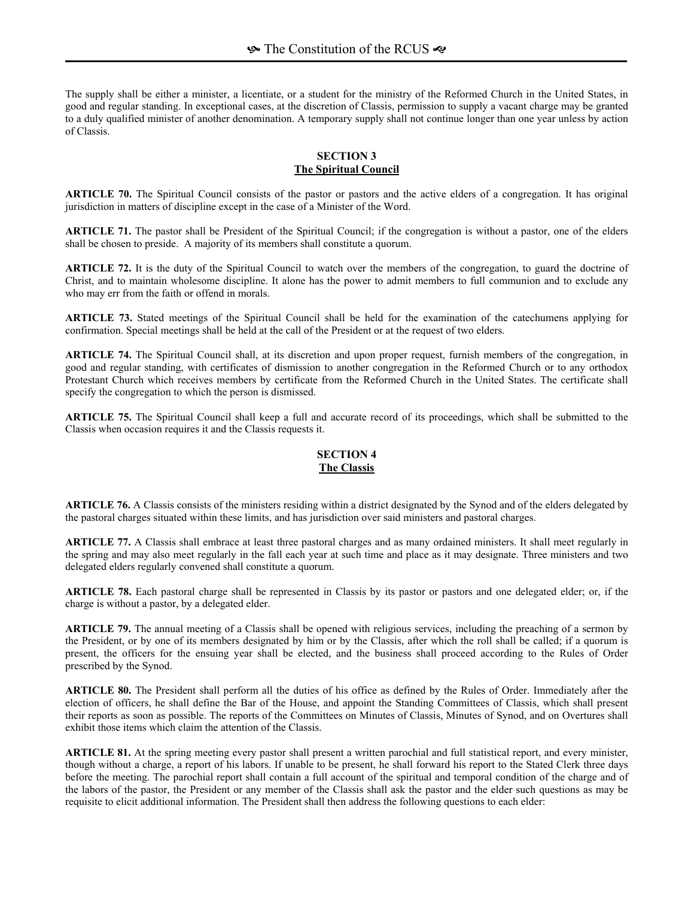The supply shall be either a minister, a licentiate, or a student for the ministry of the Reformed Church in the United States, in good and regular standing. In exceptional cases, at the discretion of Classis, permission to supply a vacant charge may be granted to a duly qualified minister of another denomination. A temporary supply shall not continue longer than one year unless by action of Classis.

## SECTION 3
## The Spiritual Council

**ARTICLE 70.** The Spiritual Council consists of the pastor or pastors and the active elders of a congregation. It has original jurisdiction in matters of discipline except in the case of a Minister of the Word.

**ARTICLE 71.** The pastor shall be President of the Spiritual Council; if the congregation is without a pastor, one of the elders shall be chosen to preside. A majority of its members shall constitute a quorum.

**ARTICLE 72.** It is the duty of the Spiritual Council to watch over the members of the congregation, to guard the doctrine of Christ, and to maintain wholesome discipline. It alone has the power to admit members to full communion and to exclude any who may err from the faith or offend in morals.

**ARTICLE 73.** Stated meetings of the Spiritual Council shall be held for the examination of the catechumens applying for confirmation. Special meetings shall be held at the call of the President or at the request of two elders.

**ARTICLE 74.** The Spiritual Council shall, at its discretion and upon proper request, furnish members of the congregation, in good and regular standing, with certificates of dismission to another congregation in the Reformed Church or to any orthodox Protestant Church which receives members by certificate from the Reformed Church in the United States. The certificate shall specify the congregation to which the person is dismissed.

**ARTICLE 75.** The Spiritual Council shall keep a full and accurate record of its proceedings, which shall be submitted to the Classis when occasion requires it and the Classis requests it.

## SECTION 4
## The Classis

**ARTICLE 76.** A Classis consists of the ministers residing within a district designated by the Synod and of the elders delegated by the pastoral charges situated within these limits, and has jurisdiction over said ministers and pastoral charges.

**ARTICLE 77.** A Classis shall embrace at least three pastoral charges and as many ordained ministers. It shall meet regularly in the spring and may also meet regularly in the fall each year at such time and place as it may designate. Three ministers and two delegated elders regularly convened shall constitute a quorum.

**ARTICLE 78.** Each pastoral charge shall be represented in Classis by its pastor or pastors and one delegated elder; or, if the charge is without a pastor, by a delegated elder.

**ARTICLE 79.** The annual meeting of a Classis shall be opened with religious services, including the preaching of a sermon by the President, or by one of its members designated by him or by the Classis, after which the roll shall be called; if a quorum is present, the officers for the ensuing year shall be elected, and the business shall proceed according to the Rules of Order prescribed by the Synod.

**ARTICLE 80.** The President shall perform all the duties of his office as defined by the Rules of Order. Immediately after the election of officers, he shall define the Bar of the House, and appoint the Standing Committees of Classis, which shall present their reports as soon as possible. The reports of the Committees on Minutes of Classis, Minutes of Synod, and on Overtures shall exhibit those items which claim the attention of the Classis.

**ARTICLE 81.** At the spring meeting every pastor shall present a written parochial and full statistical report, and every minister, though without a charge, a report of his labors. If unable to be present, he shall forward his report to the Stated Clerk three days before the meeting. The parochial report shall contain a full account of the spiritual and temporal condition of the charge and of the labors of the pastor, the President or any member of the Classis shall ask the pastor and the elder such questions as may be requisite to elicit additional information. The President shall then address the following questions to each elder: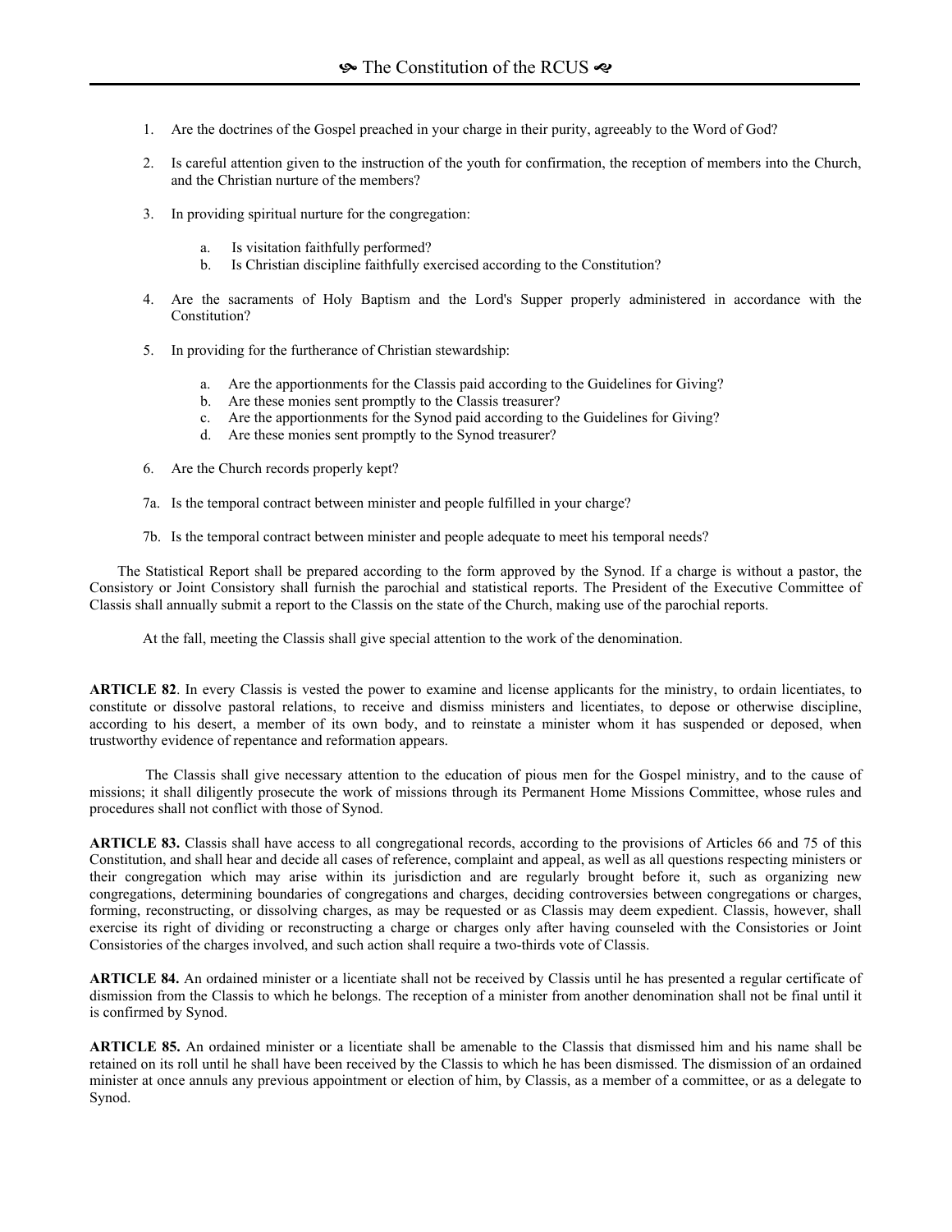1. Are the doctrines of the Gospel preached in your charge in their purity, agreeably to the Word of God?

2. Is careful attention given to the instruction of the youth for confirmation, the reception of members into the Church, and the Christian nurture of the members?

3. In providing spiritual nurture for the congregation:

   a. Is visitation faithfully performed?
   b. Is Christian discipline faithfully exercised according to the Constitution?

4. Are the sacraments of Holy Baptism and the Lord's Supper properly administered in accordance with the Constitution?

5. In providing for the furtherance of Christian stewardship:

   a. Are the apportionments for the Classis paid according to the Guidelines for Giving?
   b. Are these monies sent promptly to the Classis treasurer?
   c. Are the apportionments for the Synod paid according to the Guidelines for Giving?
   d. Are these monies sent promptly to the Synod treasurer?

6. Are the Church records properly kept?

7a. Is the temporal contract between minister and people fulfilled in your charge?

7b. Is the temporal contract between minister and people adequate to meet his temporal needs?

The Statistical Report shall be prepared according to the form approved by the Synod. If a charge is without a pastor, the Consistory or Joint Consistory shall furnish the parochial and statistical reports. The President of the Executive Committee of Classis shall annually submit a report to the Classis on the state of the Church, making use of the parochial reports.

At the fall, meeting the Classis shall give special attention to the work of the denomination.

**ARTICLE 82**. In every Classis is vested the power to examine and license applicants for the ministry, to ordain licentiates, to constitute or dissolve pastoral relations, to receive and dismiss ministers and licentiates, to depose or otherwise discipline, according to his desert, a member of its own body, and to reinstate a minister whom it has suspended or deposed, when trustworthy evidence of repentance and reformation appears.

The Classis shall give necessary attention to the education of pious men for the Gospel ministry, and to the cause of missions; it shall diligently prosecute the work of missions through its Permanent Home Missions Committee, whose rules and procedures shall not conflict with those of Synod.

**ARTICLE 83.** Classis shall have access to all congregational records, according to the provisions of Articles 66 and 75 of this Constitution, and shall hear and decide all cases of reference, complaint and appeal, as well as all questions respecting ministers or their congregation which may arise within its jurisdiction and are regularly brought before it, such as organizing new congregations, determining boundaries of congregations and charges, deciding controversies between congregations or charges, forming, reconstructing, or dissolving charges, as may be requested or as Classis may deem expedient. Classis, however, shall exercise its right of dividing or reconstructing a charge or charges only after having counseled with the Consistories or Joint Consistories of the charges involved, and such action shall require a two-thirds vote of Classis.

**ARTICLE 84.** An ordained minister or a licentiate shall not be received by Classis until he has presented a regular certificate of dismission from the Classis to which he belongs. The reception of a minister from another denomination shall not be final until it is confirmed by Synod.

**ARTICLE 85.** An ordained minister or a licentiate shall be amenable to the Classis that dismissed him and his name shall be retained on its roll until he shall have been received by the Classis to which he has been dismissed. The dismission of an ordained minister at once annuls any previous appointment or election of him, by Classis, as a member of a committee, or as a delegate to Synod.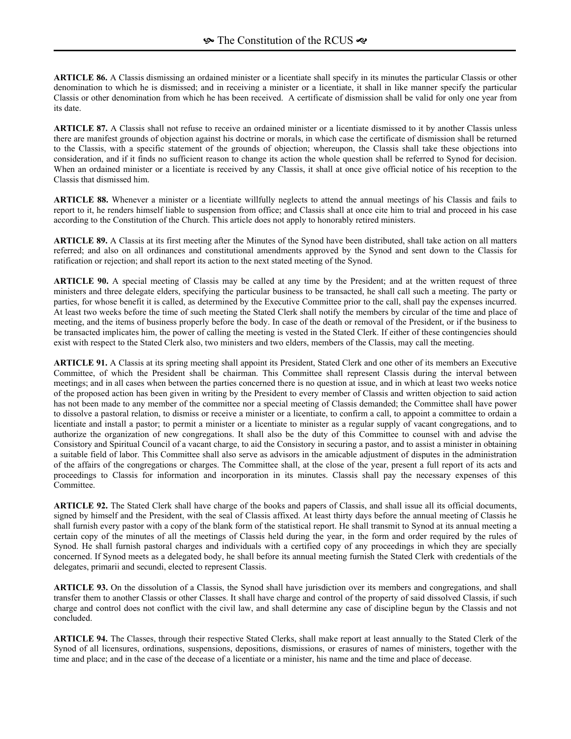**ARTICLE 86.** A Classis dismissing an ordained minister or a licentiate shall specify in its minutes the particular Classis or other denomination to which he is dismissed; and in receiving a minister or a licentiate, it shall in like manner specify the particular Classis or other denomination from which he has been received. A certificate of dismission shall be valid for only one year from its date.

**ARTICLE 87.** A Classis shall not refuse to receive an ordained minister or a licentiate dismissed to it by another Classis unless there are manifest grounds of objection against his doctrine or morals, in which case the certificate of dismission shall be returned to the Classis, with a specific statement of the grounds of objection; whereupon, the Classis shall take these objections into consideration, and if it finds no sufficient reason to change its action the whole question shall be referred to Synod for decision. When an ordained minister or a licentiate is received by any Classis, it shall at once give official notice of his reception to the Classis that dismissed him.

**ARTICLE 88.** Whenever a minister or a licentiate willfully neglects to attend the annual meetings of his Classis and fails to report to it, he renders himself liable to suspension from office; and Classis shall at once cite him to trial and proceed in his case according to the Constitution of the Church. This article does not apply to honorably retired ministers.

**ARTICLE 89.** A Classis at its first meeting after the Minutes of the Synod have been distributed, shall take action on all matters referred; and also on all ordinances and constitutional amendments approved by the Synod and sent down to the Classis for ratification or rejection; and shall report its action to the next stated meeting of the Synod.

**ARTICLE 90.** A special meeting of Classis may be called at any time by the President; and at the written request of three ministers and three delegate elders, specifying the particular business to be transacted, he shall call such a meeting. The party or parties, for whose benefit it is called, as determined by the Executive Committee prior to the call, shall pay the expenses incurred. At least two weeks before the time of such meeting the Stated Clerk shall notify the members by circular of the time and place of meeting, and the items of business properly before the body. In case of the death or removal of the President, or if the business to be transacted implicates him, the power of calling the meeting is vested in the Stated Clerk. If either of these contingencies should exist with respect to the Stated Clerk also, two ministers and two elders, members of the Classis, may call the meeting.

**ARTICLE 91.** A Classis at its spring meeting shall appoint its President, Stated Clerk and one other of its members an Executive Committee, of which the President shall be chairman. This Committee shall represent Classis during the interval between meetings; and in all cases when between the parties concerned there is no question at issue, and in which at least two weeks notice of the proposed action has been given in writing by the President to every member of Classis and written objection to said action has not been made to any member of the committee nor a special meeting of Classis demanded; the Committee shall have power to dissolve a pastoral relation, to dismiss or receive a minister or a licentiate, to confirm a call, to appoint a committee to ordain a licentiate and install a pastor; to permit a minister or a licentiate to minister as a regular supply of vacant congregations, and to authorize the organization of new congregations. It shall also be the duty of this Committee to counsel with and advise the Consistory and Spiritual Council of a vacant charge, to aid the Consistory in securing a pastor, and to assist a minister in obtaining a suitable field of labor. This Committee shall also serve as advisors in the amicable adjustment of disputes in the administration of the affairs of the congregations or charges. The Committee shall, at the close of the year, present a full report of its acts and proceedings to Classis for information and incorporation in its minutes. Classis shall pay the necessary expenses of this Committee.

**ARTICLE 92.** The Stated Clerk shall have charge of the books and papers of Classis, and shall issue all its official documents, signed by himself and the President, with the seal of Classis affixed. At least thirty days before the annual meeting of Classis he shall furnish every pastor with a copy of the blank form of the statistical report. He shall transmit to Synod at its annual meeting a certain copy of the minutes of all the meetings of Classis held during the year, in the form and order required by the rules of Synod. He shall furnish pastoral charges and individuals with a certified copy of any proceedings in which they are specially concerned. If Synod meets as a delegated body, he shall before its annual meeting furnish the Stated Clerk with credentials of the delegates, primarii and secundi, elected to represent Classis.

**ARTICLE 93.** On the dissolution of a Classis, the Synod shall have jurisdiction over its members and congregations, and shall transfer them to another Classis or other Classes. It shall have charge and control of the property of said dissolved Classis, if such charge and control does not conflict with the civil law, and shall determine any case of discipline begun by the Classis and not concluded.

**ARTICLE 94.** The Classes, through their respective Stated Clerks, shall make report at least annually to the Stated Clerk of the Synod of all licensures, ordinations, suspensions, depositions, dismissions, or erasures of names of ministers, together with the time and place; and in the case of the decease of a licentiate or a minister, his name and the time and place of decease.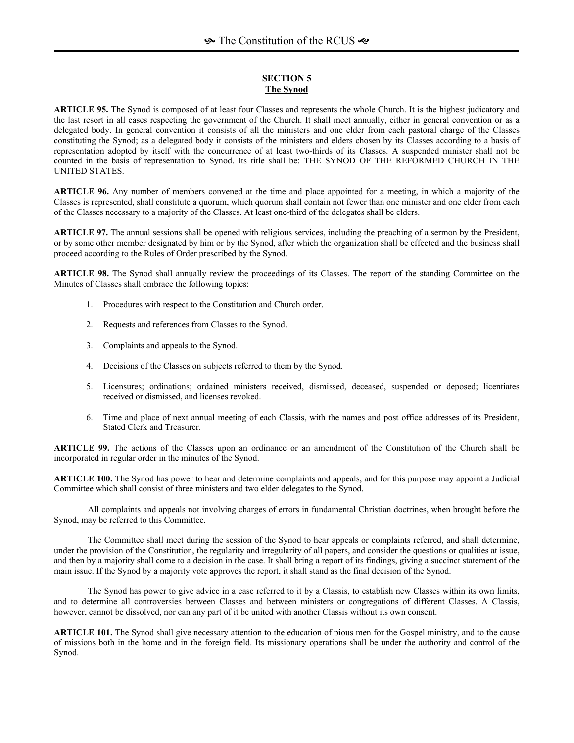## SECTION 5
## The Synod

**ARTICLE 95.** The Synod is composed of at least four Classes and represents the whole Church. It is the highest judicatory and the last resort in all cases respecting the government of the Church. It shall meet annually, either in general convention or as a delegated body. In general convention it consists of all the ministers and one elder from each pastoral charge of the Classes constituting the Synod; as a delegated body it consists of the ministers and elders chosen by its Classes according to a basis of representation adopted by itself with the concurrence of at least two-thirds of its Classes. A suspended minister shall not be counted in the basis of representation to Synod. Its title shall be: THE SYNOD OF THE REFORMED CHURCH IN THE UNITED STATES.

**ARTICLE 96.** Any number of members convened at the time and place appointed for a meeting, in which a majority of the Classes is represented, shall constitute a quorum, which quorum shall contain not fewer than one minister and one elder from each of the Classes necessary to a majority of the Classes. At least one-third of the delegates shall be elders.

**ARTICLE 97.** The annual sessions shall be opened with religious services, including the preaching of a sermon by the President, or by some other member designated by him or by the Synod, after which the organization shall be effected and the business shall proceed according to the Rules of Order prescribed by the Synod.

**ARTICLE 98.** The Synod shall annually review the proceedings of its Classes. The report of the standing Committee on the Minutes of Classes shall embrace the following topics:

1. Procedures with respect to the Constitution and Church order.
2. Requests and references from Classes to the Synod.
3. Complaints and appeals to the Synod.
4. Decisions of the Classes on subjects referred to them by the Synod.
5. Licensures; ordinations; ordained ministers received, dismissed, deceased, suspended or deposed; licentiates received or dismissed, and licenses revoked.
6. Time and place of next annual meeting of each Classis, with the names and post office addresses of its President, Stated Clerk and Treasurer.

**ARTICLE 99.** The actions of the Classes upon an ordinance or an amendment of the Constitution of the Church shall be incorporated in regular order in the minutes of the Synod.

**ARTICLE 100.** The Synod has power to hear and determine complaints and appeals, and for this purpose may appoint a Judicial Committee which shall consist of three ministers and two elder delegates to the Synod.

All complaints and appeals not involving charges of errors in fundamental Christian doctrines, when brought before the Synod, may be referred to this Committee.

The Committee shall meet during the session of the Synod to hear appeals or complaints referred, and shall determine, under the provision of the Constitution, the regularity and irregularity of all papers, and consider the questions or qualities at issue, and then by a majority shall come to a decision in the case. It shall bring a report of its findings, giving a succinct statement of the main issue. If the Synod by a majority vote approves the report, it shall stand as the final decision of the Synod.

The Synod has power to give advice in a case referred to it by a Classis, to establish new Classes within its own limits, and to determine all controversies between Classes and between ministers or congregations of different Classes. A Classis, however, cannot be dissolved, nor can any part of it be united with another Classis without its own consent.

**ARTICLE 101.** The Synod shall give necessary attention to the education of pious men for the Gospel ministry, and to the cause of missions both in the home and in the foreign field. Its missionary operations shall be under the authority and control of the Synod.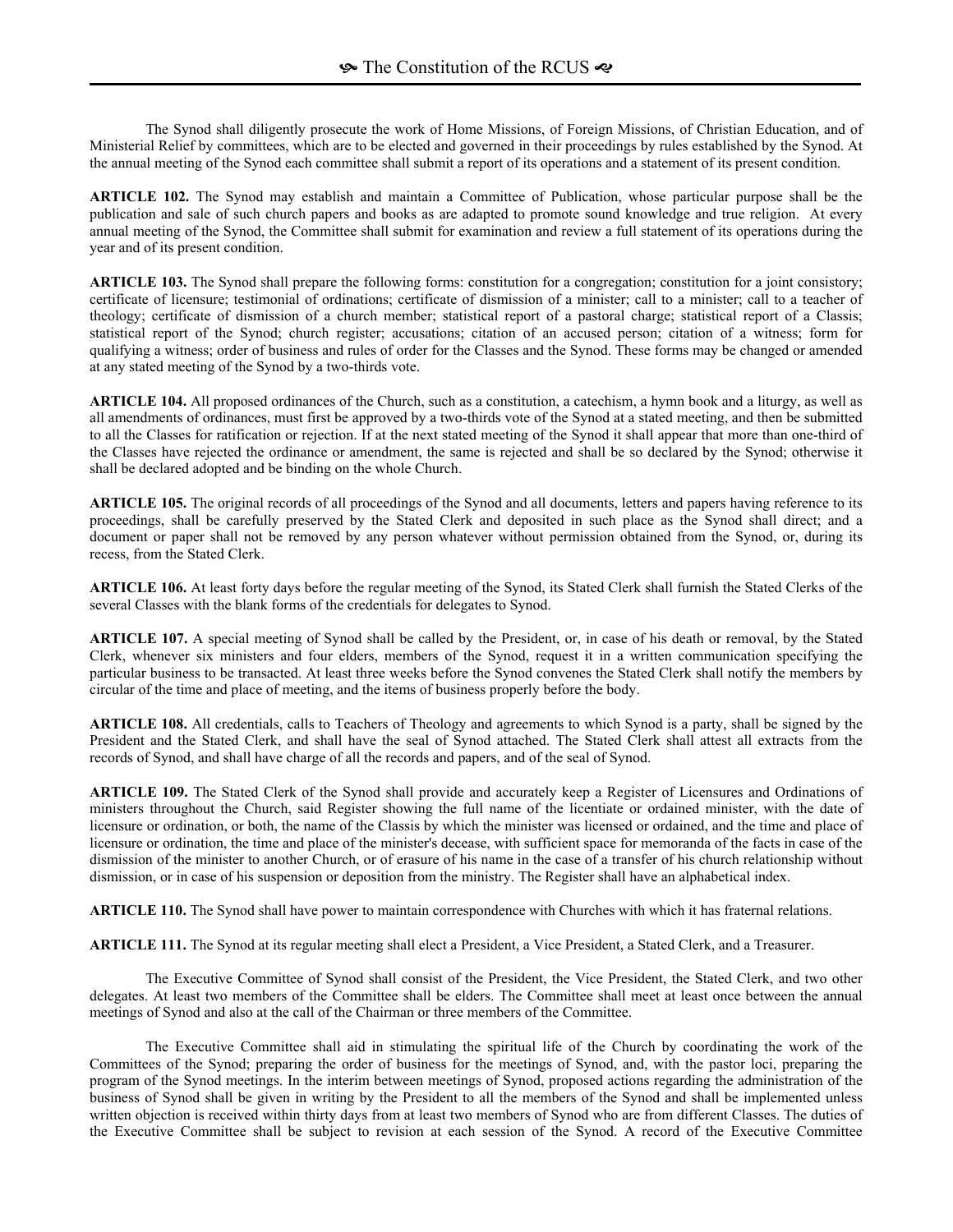The Synod shall diligently prosecute the work of Home Missions, of Foreign Missions, of Christian Education, and of Ministerial Relief by committees, which are to be elected and governed in their proceedings by rules established by the Synod. At the annual meeting of the Synod each committee shall submit a report of its operations and a statement of its present condition.

**ARTICLE 102.** The Synod may establish and maintain a Committee of Publication, whose particular purpose shall be the publication and sale of such church papers and books as are adapted to promote sound knowledge and true religion. At every annual meeting of the Synod, the Committee shall submit for examination and review a full statement of its operations during the year and of its present condition.

**ARTICLE 103.** The Synod shall prepare the following forms: constitution for a congregation; constitution for a joint consistory; certificate of licensure; testimonial of ordinations; certificate of dismission of a minister; call to a minister; call to a teacher of theology; certificate of dismission of a church member; statistical report of a pastoral charge; statistical report of a Classis; statistical report of the Synod; church register; accusations; citation of an accused person; citation of a witness; form for qualifying a witness; order of business and rules of order for the Classes and the Synod. These forms may be changed or amended at any stated meeting of the Synod by a two-thirds vote.

**ARTICLE 104.** All proposed ordinances of the Church, such as a constitution, a catechism, a hymn book and a liturgy, as well as all amendments of ordinances, must first be approved by a two-thirds vote of the Synod at a stated meeting, and then be submitted to all the Classes for ratification or rejection. If at the next stated meeting of the Synod it shall appear that more than one-third of the Classes have rejected the ordinance or amendment, the same is rejected and shall be so declared by the Synod; otherwise it shall be declared adopted and be binding on the whole Church.

**ARTICLE 105.** The original records of all proceedings of the Synod and all documents, letters and papers having reference to its proceedings, shall be carefully preserved by the Stated Clerk and deposited in such place as the Synod shall direct; and a document or paper shall not be removed by any person whatever without permission obtained from the Synod, or, during its recess, from the Stated Clerk.

**ARTICLE 106.** At least forty days before the regular meeting of the Synod, its Stated Clerk shall furnish the Stated Clerks of the several Classes with the blank forms of the credentials for delegates to Synod.

**ARTICLE 107.** A special meeting of Synod shall be called by the President, or, in case of his death or removal, by the Stated Clerk, whenever six ministers and four elders, members of the Synod, request it in a written communication specifying the particular business to be transacted. At least three weeks before the Synod convenes the Stated Clerk shall notify the members by circular of the time and place of meeting, and the items of business properly before the body.

**ARTICLE 108.** All credentials, calls to Teachers of Theology and agreements to which Synod is a party, shall be signed by the President and the Stated Clerk, and shall have the seal of Synod attached. The Stated Clerk shall attest all extracts from the records of Synod, and shall have charge of all the records and papers, and of the seal of Synod.

**ARTICLE 109.** The Stated Clerk of the Synod shall provide and accurately keep a Register of Licensures and Ordinations of ministers throughout the Church, said Register showing the full name of the licentiate or ordained minister, with the date of licensure or ordination, or both, the name of the Classis by which the minister was licensed or ordained, and the time and place of licensure or ordination, the time and place of the minister's decease, with sufficient space for memoranda of the facts in case of the dismission of the minister to another Church, or of erasure of his name in the case of a transfer of his church relationship without dismission, or in case of his suspension or deposition from the ministry. The Register shall have an alphabetical index.

**ARTICLE 110.** The Synod shall have power to maintain correspondence with Churches with which it has fraternal relations.

**ARTICLE 111.** The Synod at its regular meeting shall elect a President, a Vice President, a Stated Clerk, and a Treasurer.

The Executive Committee of Synod shall consist of the President, the Vice President, the Stated Clerk, and two other delegates. At least two members of the Committee shall be elders. The Committee shall meet at least once between the annual meetings of Synod and also at the call of the Chairman or three members of the Committee.

The Executive Committee shall aid in stimulating the spiritual life of the Church by coordinating the work of the Committees of the Synod; preparing the order of business for the meetings of Synod, and, with the pastor loci, preparing the program of the Synod meetings. In the interim between meetings of Synod, proposed actions regarding the administration of the business of Synod shall be given in writing by the President to all the members of the Synod and shall be implemented unless written objection is received within thirty days from at least two members of Synod who are from different Classes. The duties of the Executive Committee shall be subject to revision at each session of the Synod. A record of the Executive Committee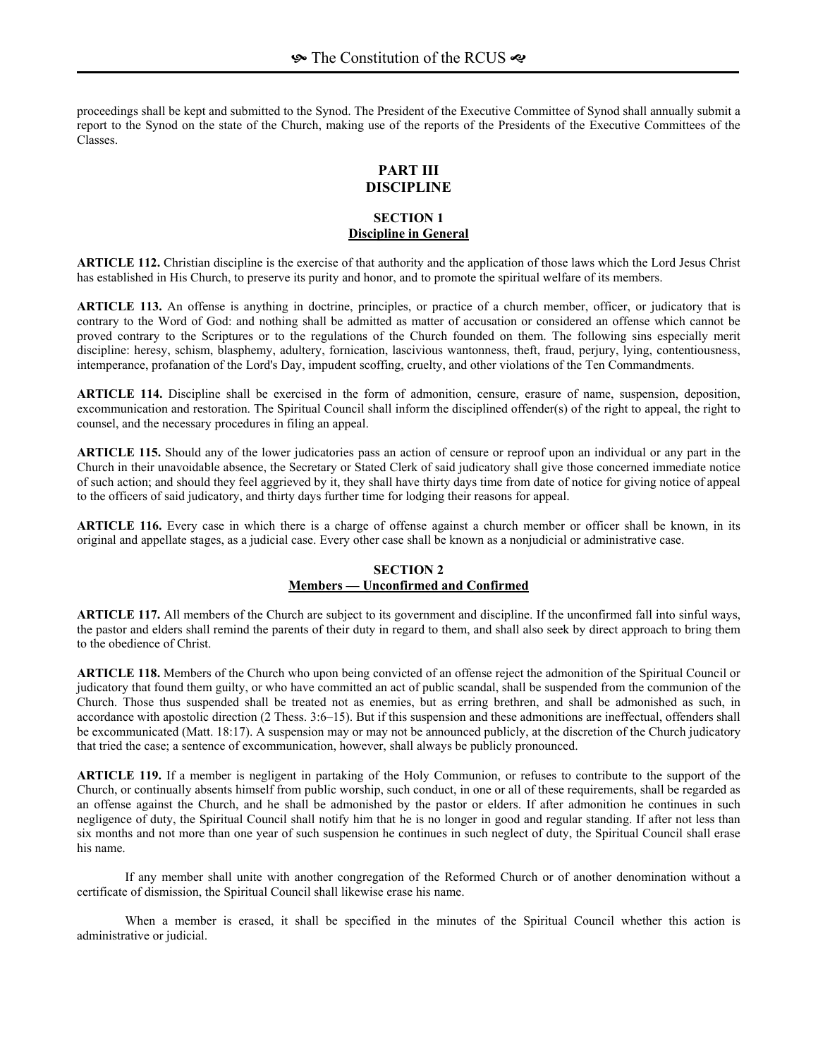proceedings shall be kept and submitted to the Synod. The President of the Executive Committee of Synod shall annually submit a report to the Synod on the state of the Church, making use of the reports of the Presidents of the Executive Committees of the Classes.

# PART III
# DISCIPLINE

## SECTION 1
## Discipline in General

**ARTICLE 112.** Christian discipline is the exercise of that authority and the application of those laws which the Lord Jesus Christ has established in His Church, to preserve its purity and honor, and to promote the spiritual welfare of its members.

**ARTICLE 113.** An offense is anything in doctrine, principles, or practice of a church member, officer, or judicatory that is contrary to the Word of God: and nothing shall be admitted as matter of accusation or considered an offense which cannot be proved contrary to the Scriptures or to the regulations of the Church founded on them. The following sins especially merit discipline: heresy, schism, blasphemy, adultery, fornication, lascivious wantonness, theft, fraud, perjury, lying, contentiousness, intemperance, profanation of the Lord's Day, impudent scoffing, cruelty, and other violations of the Ten Commandments.

**ARTICLE 114.** Discipline shall be exercised in the form of admonition, censure, erasure of name, suspension, deposition, excommunication and restoration. The Spiritual Council shall inform the disciplined offender(s) of the right to appeal, the right to counsel, and the necessary procedures in filing an appeal.

**ARTICLE 115.** Should any of the lower judicatories pass an action of censure or reproof upon an individual or any part in the Church in their unavoidable absence, the Secretary or Stated Clerk of said judicatory shall give those concerned immediate notice of such action; and should they feel aggrieved by it, they shall have thirty days time from date of notice for giving notice of appeal to the officers of said judicatory, and thirty days further time for lodging their reasons for appeal.

**ARTICLE 116.** Every case in which there is a charge of offense against a church member or officer shall be known, in its original and appellate stages, as a judicial case. Every other case shall be known as a nonjudicial or administrative case.

## SECTION 2
## Members — Unconfirmed and Confirmed

**ARTICLE 117.** All members of the Church are subject to its government and discipline. If the unconfirmed fall into sinful ways, the pastor and elders shall remind the parents of their duty in regard to them, and shall also seek by direct approach to bring them to the obedience of Christ.

**ARTICLE 118.** Members of the Church who upon being convicted of an offense reject the admonition of the Spiritual Council or judicatory that found them guilty, or who have committed an act of public scandal, shall be suspended from the communion of the Church. Those thus suspended shall be treated not as enemies, but as erring brethren, and shall be admonished as such, in accordance with apostolic direction (2 Thess. 3:6–15). But if this suspension and these admonitions are ineffectual, offenders shall be excommunicated (Matt. 18:17). A suspension may or may not be announced publicly, at the discretion of the Church judicatory that tried the case; a sentence of excommunication, however, shall always be publicly pronounced.

**ARTICLE 119.** If a member is negligent in partaking of the Holy Communion, or refuses to contribute to the support of the Church, or continually absents himself from public worship, such conduct, in one or all of these requirements, shall be regarded as an offense against the Church, and he shall be admonished by the pastor or elders. If after admonition he continues in such negligence of duty, the Spiritual Council shall notify him that he is no longer in good and regular standing. If after not less than six months and not more than one year of such suspension he continues in such neglect of duty, the Spiritual Council shall erase his name.

If any member shall unite with another congregation of the Reformed Church or of another denomination without a certificate of dismission, the Spiritual Council shall likewise erase his name.

When a member is erased, it shall be specified in the minutes of the Spiritual Council whether this action is administrative or judicial.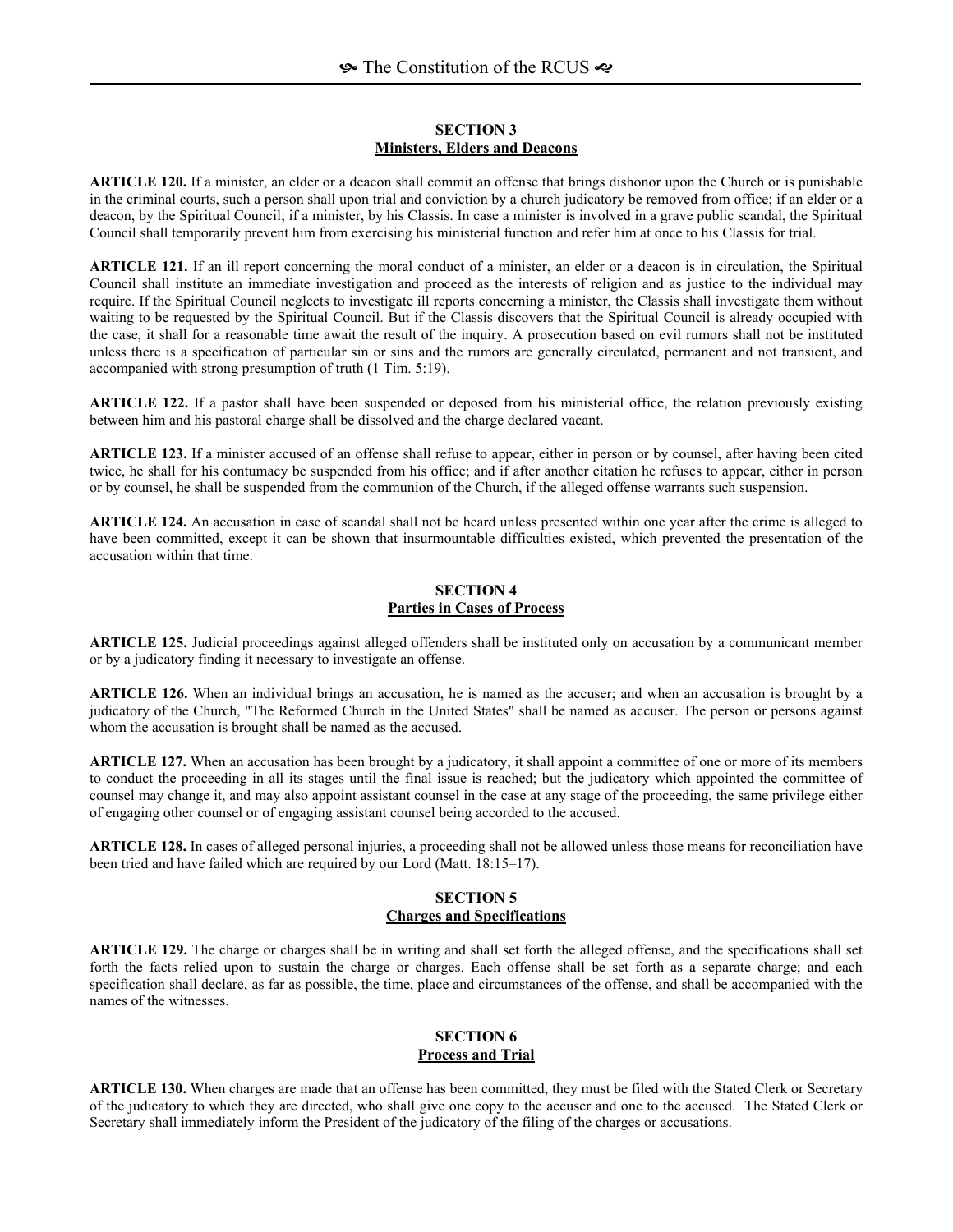## SECTION 3
## Ministers, Elders and Deacons

**ARTICLE 120.** If a minister, an elder or a deacon shall commit an offense that brings dishonor upon the Church or is punishable in the criminal courts, such a person shall upon trial and conviction by a church judicatory be removed from office; if an elder or a deacon, by the Spiritual Council; if a minister, by his Classis. In case a minister is involved in a grave public scandal, the Spiritual Council shall temporarily prevent him from exercising his ministerial function and refer him at once to his Classis for trial.

**ARTICLE 121.** If an ill report concerning the moral conduct of a minister, an elder or a deacon is in circulation, the Spiritual Council shall institute an immediate investigation and proceed as the interests of religion and as justice to the individual may require. If the Spiritual Council neglects to investigate ill reports concerning a minister, the Classis shall investigate them without waiting to be requested by the Spiritual Council. But if the Classis discovers that the Spiritual Council is already occupied with the case, it shall for a reasonable time await the result of the inquiry. A prosecution based on evil rumors shall not be instituted unless there is a specification of particular sin or sins and the rumors are generally circulated, permanent and not transient, and accompanied with strong presumption of truth (1 Tim. 5:19).

**ARTICLE 122.** If a pastor shall have been suspended or deposed from his ministerial office, the relation previously existing between him and his pastoral charge shall be dissolved and the charge declared vacant.

**ARTICLE 123.** If a minister accused of an offense shall refuse to appear, either in person or by counsel, after having been cited twice, he shall for his contumacy be suspended from his office; and if after another citation he refuses to appear, either in person or by counsel, he shall be suspended from the communion of the Church, if the alleged offense warrants such suspension.

**ARTICLE 124.** An accusation in case of scandal shall not be heard unless presented within one year after the crime is alleged to have been committed, except it can be shown that insurmountable difficulties existed, which prevented the presentation of the accusation within that time.

## SECTION 4
## Parties in Cases of Process

**ARTICLE 125.** Judicial proceedings against alleged offenders shall be instituted only on accusation by a communicant member or by a judicatory finding it necessary to investigate an offense.

**ARTICLE 126.** When an individual brings an accusation, he is named as the accuser; and when an accusation is brought by a judicatory of the Church, "The Reformed Church in the United States" shall be named as accuser. The person or persons against whom the accusation is brought shall be named as the accused.

**ARTICLE 127.** When an accusation has been brought by a judicatory, it shall appoint a committee of one or more of its members to conduct the proceeding in all its stages until the final issue is reached; but the judicatory which appointed the committee of counsel may change it, and may also appoint assistant counsel in the case at any stage of the proceeding, the same privilege either of engaging other counsel or of engaging assistant counsel being accorded to the accused.

**ARTICLE 128.** In cases of alleged personal injuries, a proceeding shall not be allowed unless those means for reconciliation have been tried and have failed which are required by our Lord (Matt. 18:15–17).

## SECTION 5
## Charges and Specifications

**ARTICLE 129.** The charge or charges shall be in writing and shall set forth the alleged offense, and the specifications shall set forth the facts relied upon to sustain the charge or charges. Each offense shall be set forth as a separate charge; and each specification shall declare, as far as possible, the time, place and circumstances of the offense, and shall be accompanied with the names of the witnesses.

## SECTION 6
## Process and Trial

**ARTICLE 130.** When charges are made that an offense has been committed, they must be filed with the Stated Clerk or Secretary of the judicatory to which they are directed, who shall give one copy to the accuser and one to the accused. The Stated Clerk or Secretary shall immediately inform the President of the judicatory of the filing of the charges or accusations.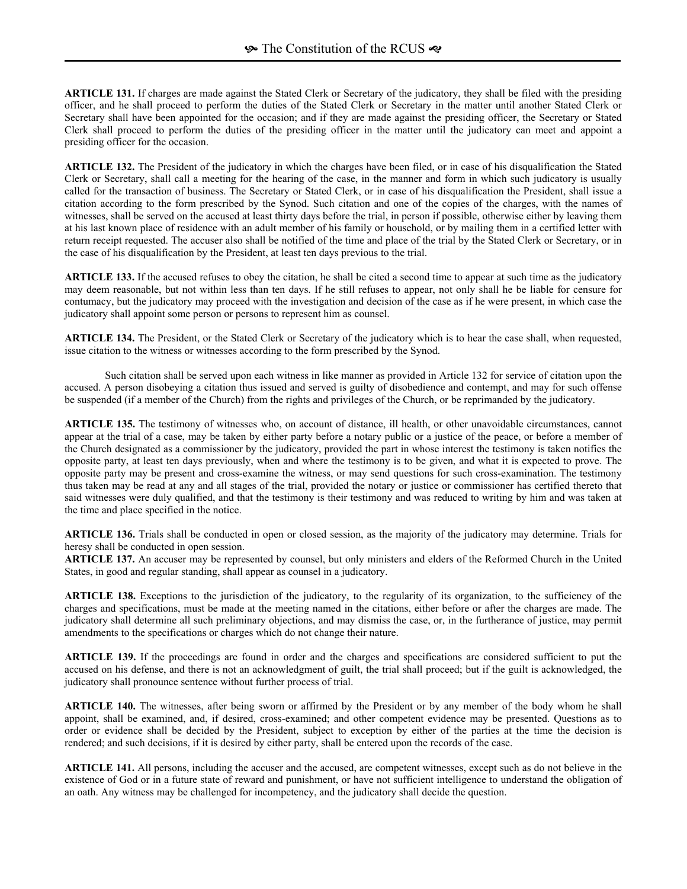**ARTICLE 131.** If charges are made against the Stated Clerk or Secretary of the judicatory, they shall be filed with the presiding officer, and he shall proceed to perform the duties of the Stated Clerk or Secretary in the matter until another Stated Clerk or Secretary shall have been appointed for the occasion; and if they are made against the presiding officer, the Secretary or Stated Clerk shall proceed to perform the duties of the presiding officer in the matter until the judicatory can meet and appoint a presiding officer for the occasion.

**ARTICLE 132.** The President of the judicatory in which the charges have been filed, or in case of his disqualification the Stated Clerk or Secretary, shall call a meeting for the hearing of the case, in the manner and form in which such judicatory is usually called for the transaction of business. The Secretary or Stated Clerk, or in case of his disqualification the President, shall issue a citation according to the form prescribed by the Synod. Such citation and one of the copies of the charges, with the names of witnesses, shall be served on the accused at least thirty days before the trial, in person if possible, otherwise either by leaving them at his last known place of residence with an adult member of his family or household, or by mailing them in a certified letter with return receipt requested. The accuser also shall be notified of the time and place of the trial by the Stated Clerk or Secretary, or in the case of his disqualification by the President, at least ten days previous to the trial.

**ARTICLE 133.** If the accused refuses to obey the citation, he shall be cited a second time to appear at such time as the judicatory may deem reasonable, but not within less than ten days. If he still refuses to appear, not only shall he be liable for censure for contumacy, but the judicatory may proceed with the investigation and decision of the case as if he were present, in which case the judicatory shall appoint some person or persons to represent him as counsel.

**ARTICLE 134.** The President, or the Stated Clerk or Secretary of the judicatory which is to hear the case shall, when requested, issue citation to the witness or witnesses according to the form prescribed by the Synod.

Such citation shall be served upon each witness in like manner as provided in Article 132 for service of citation upon the accused. A person disobeying a citation thus issued and served is guilty of disobedience and contempt, and may for such offense be suspended (if a member of the Church) from the rights and privileges of the Church, or be reprimanded by the judicatory.

**ARTICLE 135.** The testimony of witnesses who, on account of distance, ill health, or other unavoidable circumstances, cannot appear at the trial of a case, may be taken by either party before a notary public or a justice of the peace, or before a member of the Church designated as a commissioner by the judicatory, provided the part in whose interest the testimony is taken notifies the opposite party, at least ten days previously, when and where the testimony is to be given, and what it is expected to prove. The opposite party may be present and cross-examine the witness, or may send questions for such cross-examination. The testimony thus taken may be read at any and all stages of the trial, provided the notary or justice or commissioner has certified thereto that said witnesses were duly qualified, and that the testimony is their testimony and was reduced to writing by him and was taken at the time and place specified in the notice.

**ARTICLE 136.** Trials shall be conducted in open or closed session, as the majority of the judicatory may determine. Trials for heresy shall be conducted in open session.

**ARTICLE 137.** An accuser may be represented by counsel, but only ministers and elders of the Reformed Church in the United States, in good and regular standing, shall appear as counsel in a judicatory.

**ARTICLE 138.** Exceptions to the jurisdiction of the judicatory, to the regularity of its organization, to the sufficiency of the charges and specifications, must be made at the meeting named in the citations, either before or after the charges are made. The judicatory shall determine all such preliminary objections, and may dismiss the case, or, in the furtherance of justice, may permit amendments to the specifications or charges which do not change their nature.

**ARTICLE 139.** If the proceedings are found in order and the charges and specifications are considered sufficient to put the accused on his defense, and there is not an acknowledgment of guilt, the trial shall proceed; but if the guilt is acknowledged, the judicatory shall pronounce sentence without further process of trial.

**ARTICLE 140.** The witnesses, after being sworn or affirmed by the President or by any member of the body whom he shall appoint, shall be examined, and, if desired, cross-examined; and other competent evidence may be presented. Questions as to order or evidence shall be decided by the President, subject to exception by either of the parties at the time the decision is rendered; and such decisions, if it is desired by either party, shall be entered upon the records of the case.

**ARTICLE 141.** All persons, including the accuser and the accused, are competent witnesses, except such as do not believe in the existence of God or in a future state of reward and punishment, or have not sufficient intelligence to understand the obligation of an oath. Any witness may be challenged for incompetency, and the judicatory shall decide the question.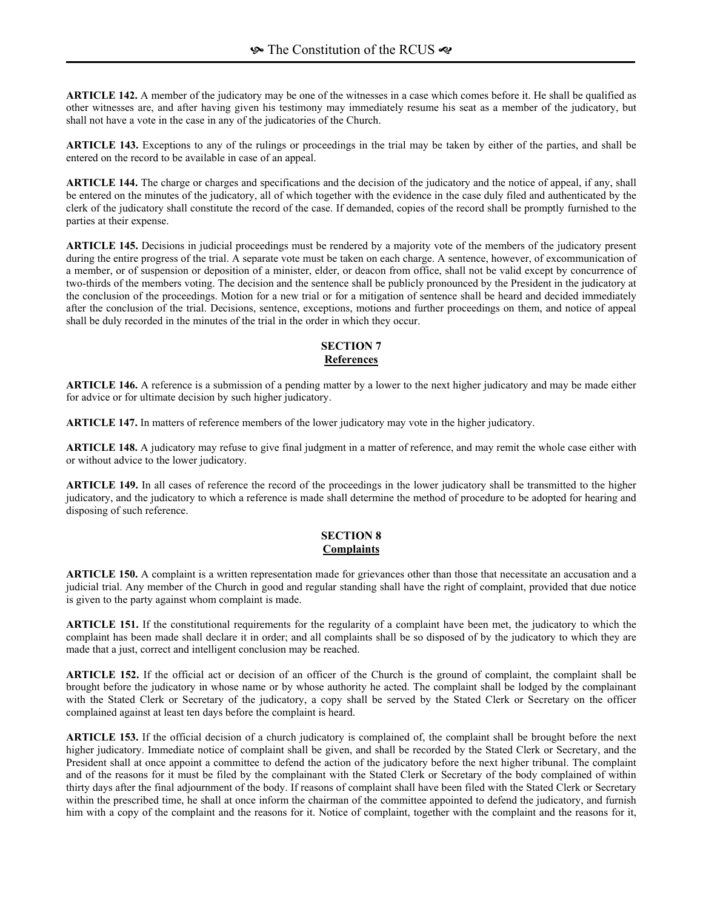**ARTICLE 142.** A member of the judicatory may be one of the witnesses in a case which comes before it. He shall be qualified as other witnesses are, and after having given his testimony may immediately resume his seat as a member of the judicatory, but shall not have a vote in the case in any of the judicatories of the Church.

**ARTICLE 143.** Exceptions to any of the rulings or proceedings in the trial may be taken by either of the parties, and shall be entered on the record to be available in case of an appeal.

**ARTICLE 144.** The charge or charges and specifications and the decision of the judicatory and the notice of appeal, if any, shall be entered on the minutes of the judicatory, all of which together with the evidence in the case duly filed and authenticated by the clerk of the judicatory shall constitute the record of the case. If demanded, copies of the record shall be promptly furnished to the parties at their expense.

**ARTICLE 145.** Decisions in judicial proceedings must be rendered by a majority vote of the members of the judicatory present during the entire progress of the trial. A separate vote must be taken on each charge. A sentence, however, of excommunication of a member, or of suspension or deposition of a minister, elder, or deacon from office, shall not be valid except by concurrence of two-thirds of the members voting. The decision and the sentence shall be publicly pronounced by the President in the judicatory at the conclusion of the proceedings. Motion for a new trial or for a mitigation of sentence shall be heard and decided immediately after the conclusion of the trial. Decisions, sentence, exceptions, motions and further proceedings on them, and notice of appeal shall be duly recorded in the minutes of the trial in the order in which they occur.

## SECTION 7
## References

**ARTICLE 146.** A reference is a submission of a pending matter by a lower to the next higher judicatory and may be made either for advice or for ultimate decision by such higher judicatory.

**ARTICLE 147.** In matters of reference members of the lower judicatory may vote in the higher judicatory.

**ARTICLE 148.** A judicatory may refuse to give final judgment in a matter of reference, and may remit the whole case either with or without advice to the lower judicatory.

**ARTICLE 149.** In all cases of reference the record of the proceedings in the lower judicatory shall be transmitted to the higher judicatory, and the judicatory to which a reference is made shall determine the method of procedure to be adopted for hearing and disposing of such reference.

## SECTION 8
## Complaints

**ARTICLE 150.** A complaint is a written representation made for grievances other than those that necessitate an accusation and a judicial trial. Any member of the Church in good and regular standing shall have the right of complaint, provided that due notice is given to the party against whom complaint is made.

**ARTICLE 151.** If the constitutional requirements for the regularity of a complaint have been met, the judicatory to which the complaint has been made shall declare it in order; and all complaints shall be so disposed of by the judicatory to which they are made that a just, correct and intelligent conclusion may be reached.

**ARTICLE 152.** If the official act or decision of an officer of the Church is the ground of complaint, the complaint shall be brought before the judicatory in whose name or by whose authority he acted. The complaint shall be lodged by the complainant with the Stated Clerk or Secretary of the judicatory, a copy shall be served by the Stated Clerk or Secretary on the officer complained against at least ten days before the complaint is heard.

**ARTICLE 153.** If the official decision of a church judicatory is complained of, the complaint shall be brought before the next higher judicatory. Immediate notice of complaint shall be given, and shall be recorded by the Stated Clerk or Secretary, and the President shall at once appoint a committee to defend the action of the judicatory before the next higher tribunal. The complaint and of the reasons for it must be filed by the complainant with the Stated Clerk or Secretary of the body complained of within thirty days after the final adjournment of the body. If reasons of complaint shall have been filed with the Stated Clerk or Secretary within the prescribed time, he shall at once inform the chairman of the committee appointed to defend the judicatory, and furnish him with a copy of the complaint and the reasons for it. Notice of complaint, together with the complaint and the reasons for it,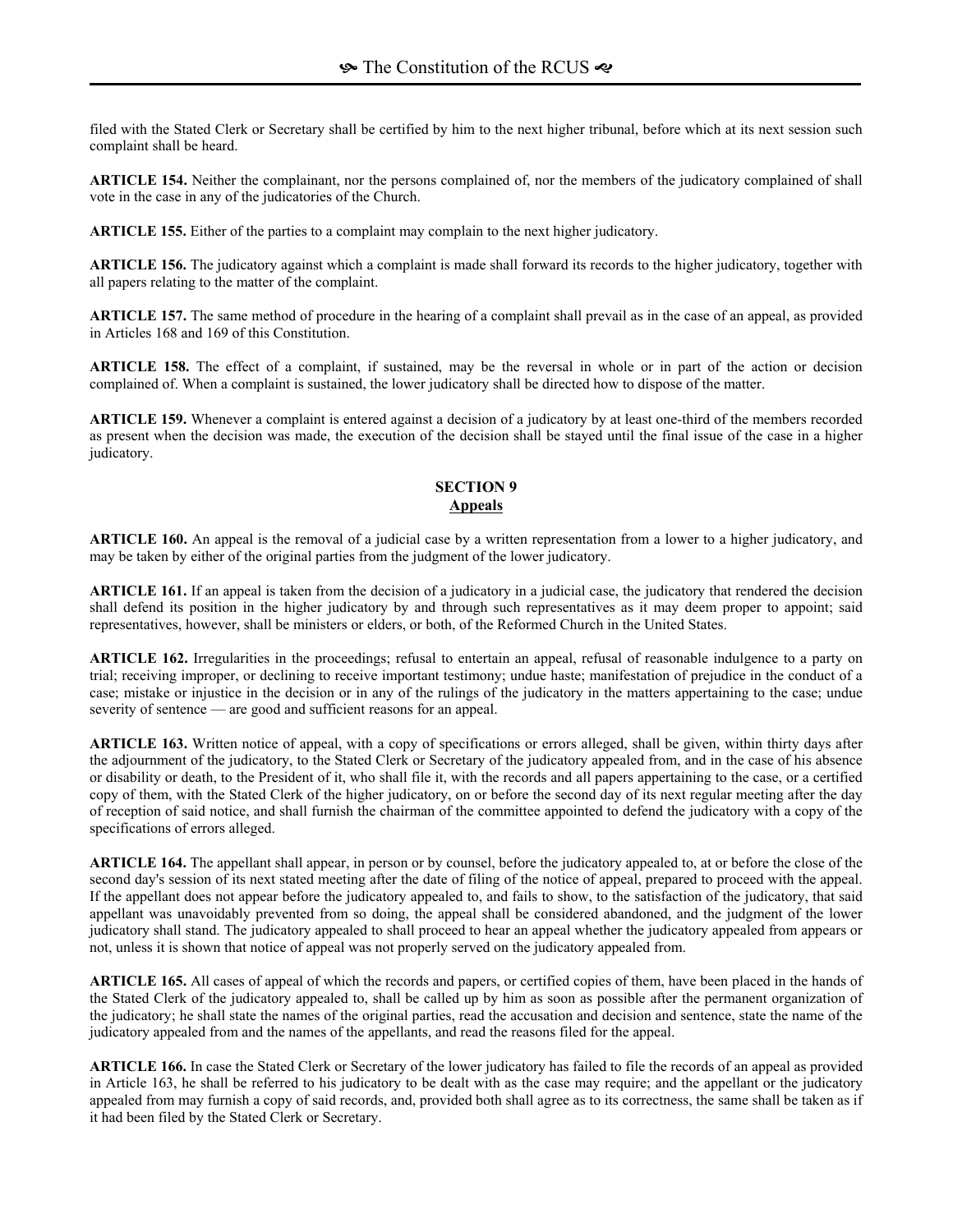filed with the Stated Clerk or Secretary shall be certified by him to the next higher tribunal, before which at its next session such complaint shall be heard.

**ARTICLE 154.** Neither the complainant, nor the persons complained of, nor the members of the judicatory complained of shall vote in the case in any of the judicatories of the Church.

**ARTICLE 155.** Either of the parties to a complaint may complain to the next higher judicatory.

**ARTICLE 156.** The judicatory against which a complaint is made shall forward its records to the higher judicatory, together with all papers relating to the matter of the complaint.

**ARTICLE 157.** The same method of procedure in the hearing of a complaint shall prevail as in the case of an appeal, as provided in Articles 168 and 169 of this Constitution.

**ARTICLE 158.** The effect of a complaint, if sustained, may be the reversal in whole or in part of the action or decision complained of. When a complaint is sustained, the lower judicatory shall be directed how to dispose of the matter.

**ARTICLE 159.** Whenever a complaint is entered against a decision of a judicatory by at least one-third of the members recorded as present when the decision was made, the execution of the decision shall be stayed until the final issue of the case in a higher judicatory.

## SECTION 9
## Appeals

**ARTICLE 160.** An appeal is the removal of a judicial case by a written representation from a lower to a higher judicatory, and may be taken by either of the original parties from the judgment of the lower judicatory.

**ARTICLE 161.** If an appeal is taken from the decision of a judicatory in a judicial case, the judicatory that rendered the decision shall defend its position in the higher judicatory by and through such representatives as it may deem proper to appoint; said representatives, however, shall be ministers or elders, or both, of the Reformed Church in the United States.

**ARTICLE 162.** Irregularities in the proceedings; refusal to entertain an appeal, refusal of reasonable indulgence to a party on trial; receiving improper, or declining to receive important testimony; undue haste; manifestation of prejudice in the conduct of a case; mistake or injustice in the decision or in any of the rulings of the judicatory in the matters appertaining to the case; undue severity of sentence — are good and sufficient reasons for an appeal.

**ARTICLE 163.** Written notice of appeal, with a copy of specifications or errors alleged, shall be given, within thirty days after the adjournment of the judicatory, to the Stated Clerk or Secretary of the judicatory appealed from, and in the case of his absence or disability or death, to the President of it, who shall file it, with the records and all papers appertaining to the case, or a certified copy of them, with the Stated Clerk of the higher judicatory, on or before the second day of its next regular meeting after the day of reception of said notice, and shall furnish the chairman of the committee appointed to defend the judicatory with a copy of the specifications of errors alleged.

**ARTICLE 164.** The appellant shall appear, in person or by counsel, before the judicatory appealed to, at or before the close of the second day's session of its next stated meeting after the date of filing of the notice of appeal, prepared to proceed with the appeal. If the appellant does not appear before the judicatory appealed to, and fails to show, to the satisfaction of the judicatory, that said appellant was unavoidably prevented from so doing, the appeal shall be considered abandoned, and the judgment of the lower judicatory shall stand. The judicatory appealed to shall proceed to hear an appeal whether the judicatory appealed from appears or not, unless it is shown that notice of appeal was not properly served on the judicatory appealed from.

**ARTICLE 165.** All cases of appeal of which the records and papers, or certified copies of them, have been placed in the hands of the Stated Clerk of the judicatory appealed to, shall be called up by him as soon as possible after the permanent organization of the judicatory; he shall state the names of the original parties, read the accusation and decision and sentence, state the name of the judicatory appealed from and the names of the appellants, and read the reasons filed for the appeal.

**ARTICLE 166.** In case the Stated Clerk or Secretary of the lower judicatory has failed to file the records of an appeal as provided in Article 163, he shall be referred to his judicatory to be dealt with as the case may require; and the appellant or the judicatory appealed from may furnish a copy of said records, and, provided both shall agree as to its correctness, the same shall be taken as if it had been filed by the Stated Clerk or Secretary.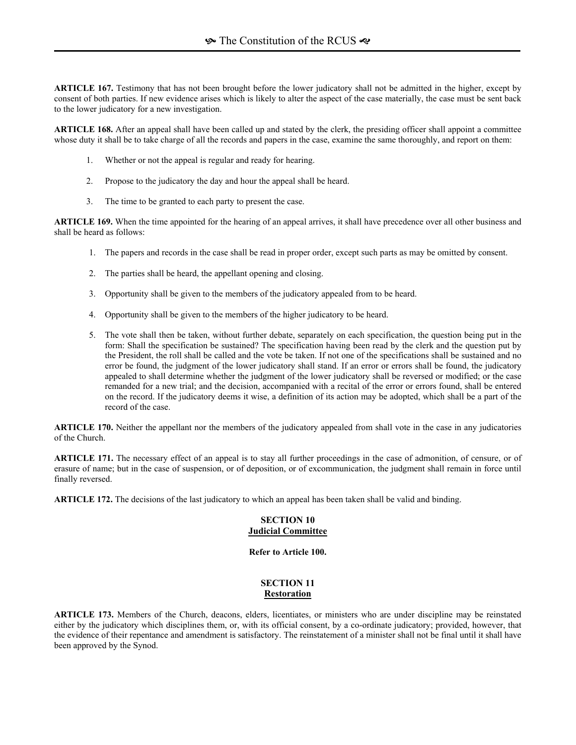**ARTICLE 167.** Testimony that has not been brought before the lower judicatory shall not be admitted in the higher, except by consent of both parties. If new evidence arises which is likely to alter the aspect of the case materially, the case must be sent back to the lower judicatory for a new investigation.

**ARTICLE 168.** After an appeal shall have been called up and stated by the clerk, the presiding officer shall appoint a committee whose duty it shall be to take charge of all the records and papers in the case, examine the same thoroughly, and report on them:

1. Whether or not the appeal is regular and ready for hearing.
2. Propose to the judicatory the day and hour the appeal shall be heard.
3. The time to be granted to each party to present the case.

**ARTICLE 169.** When the time appointed for the hearing of an appeal arrives, it shall have precedence over all other business and shall be heard as follows:

1. The papers and records in the case shall be read in proper order, except such parts as may be omitted by consent.
2. The parties shall be heard, the appellant opening and closing.
3. Opportunity shall be given to the members of the judicatory appealed from to be heard.
4. Opportunity shall be given to the members of the higher judicatory to be heard.
5. The vote shall then be taken, without further debate, separately on each specification, the question being put in the form: Shall the specification be sustained? The specification having been read by the clerk and the question put by the President, the roll shall be called and the vote be taken. If not one of the specifications shall be sustained and no error be found, the judgment of the lower judicatory shall stand. If an error or errors shall be found, the judicatory appealed to shall determine whether the judgment of the lower judicatory shall be reversed or modified; or the case remanded for a new trial; and the decision, accompanied with a recital of the error or errors found, shall be entered on the record. If the judicatory deems it wise, a definition of its action may be adopted, which shall be a part of the record of the case.

**ARTICLE 170.** Neither the appellant nor the members of the judicatory appealed from shall vote in the case in any judicatories of the Church.

**ARTICLE 171.** The necessary effect of an appeal is to stay all further proceedings in the case of admonition, of censure, or of erasure of name; but in the case of suspension, or of deposition, or of excommunication, the judgment shall remain in force until finally reversed.

**ARTICLE 172.** The decisions of the last judicatory to which an appeal has been taken shall be valid and binding.

## SECTION 10
## Judicial Committee

**Refer to Article 100.**

## SECTION 11
## Restoration

**ARTICLE 173.** Members of the Church, deacons, elders, licentiates, or ministers who are under discipline may be reinstated either by the judicatory which disciplines them, or, with its official consent, by a co-ordinate judicatory; provided, however, that the evidence of their repentance and amendment is satisfactory. The reinstatement of a minister shall not be final until it shall have been approved by the Synod.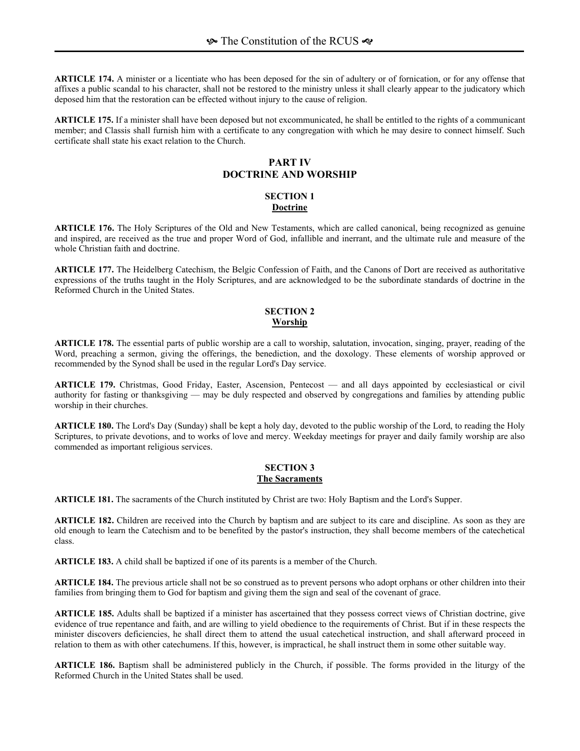**ARTICLE 174.** A minister or a licentiate who has been deposed for the sin of adultery or of fornication, or for any offense that affixes a public scandal to his character, shall not be restored to the ministry unless it shall clearly appear to the judicatory which deposed him that the restoration can be effected without injury to the cause of religion.

**ARTICLE 175.** If a minister shall have been deposed but not excommunicated, he shall be entitled to the rights of a communicant member; and Classis shall furnish him with a certificate to any congregation with which he may desire to connect himself. Such certificate shall state his exact relation to the Church.

## PART IV
## DOCTRINE AND WORSHIP

### SECTION 1
### Doctrine

**ARTICLE 176.** The Holy Scriptures of the Old and New Testaments, which are called canonical, being recognized as genuine and inspired, are received as the true and proper Word of God, infallible and inerrant, and the ultimate rule and measure of the whole Christian faith and doctrine.

**ARTICLE 177.** The Heidelberg Catechism, the Belgic Confession of Faith, and the Canons of Dort are received as authoritative expressions of the truths taught in the Holy Scriptures, and are acknowledged to be the subordinate standards of doctrine in the Reformed Church in the United States.

### SECTION 2
### Worship

**ARTICLE 178.** The essential parts of public worship are a call to worship, salutation, invocation, singing, prayer, reading of the Word, preaching a sermon, giving the offerings, the benediction, and the doxology. These elements of worship approved or recommended by the Synod shall be used in the regular Lord's Day service.

**ARTICLE 179.** Christmas, Good Friday, Easter, Ascension, Pentecost — and all days appointed by ecclesiastical or civil authority for fasting or thanksgiving — may be duly respected and observed by congregations and families by attending public worship in their churches.

**ARTICLE 180.** The Lord's Day (Sunday) shall be kept a holy day, devoted to the public worship of the Lord, to reading the Holy Scriptures, to private devotions, and to works of love and mercy. Weekday meetings for prayer and daily family worship are also commended as important religious services.

### SECTION 3
### The Sacraments

**ARTICLE 181.** The sacraments of the Church instituted by Christ are two: Holy Baptism and the Lord's Supper.

**ARTICLE 182.** Children are received into the Church by baptism and are subject to its care and discipline. As soon as they are old enough to learn the Catechism and to be benefited by the pastor's instruction, they shall become members of the catechetical class.

**ARTICLE 183.** A child shall be baptized if one of its parents is a member of the Church.

**ARTICLE 184.** The previous article shall not be so construed as to prevent persons who adopt orphans or other children into their families from bringing them to God for baptism and giving them the sign and seal of the covenant of grace.

**ARTICLE 185.** Adults shall be baptized if a minister has ascertained that they possess correct views of Christian doctrine, give evidence of true repentance and faith, and are willing to yield obedience to the requirements of Christ. But if in these respects the minister discovers deficiencies, he shall direct them to attend the usual catechetical instruction, and shall afterward proceed in relation to them as with other catechumens. If this, however, is impractical, he shall instruct them in some other suitable way.

**ARTICLE 186.** Baptism shall be administered publicly in the Church, if possible. The forms provided in the liturgy of the Reformed Church in the United States shall be used.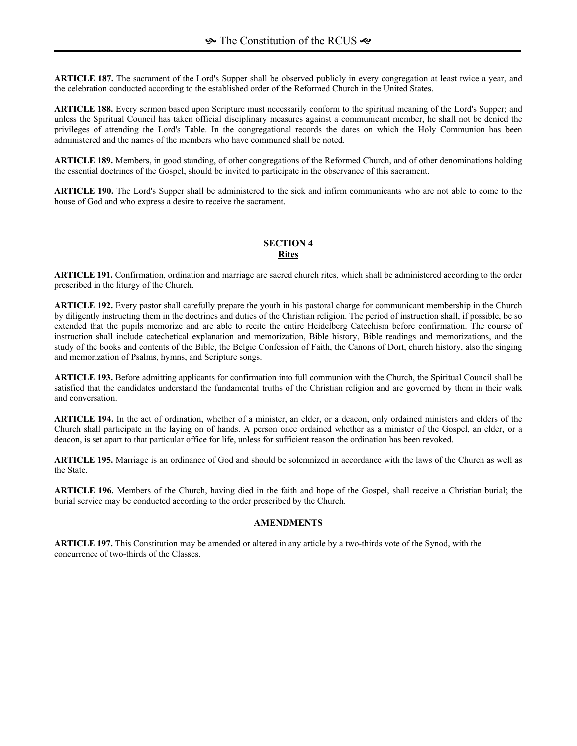**ARTICLE 187.** The sacrament of the Lord's Supper shall be observed publicly in every congregation at least twice a year, and the celebration conducted according to the established order of the Reformed Church in the United States.

**ARTICLE 188.** Every sermon based upon Scripture must necessarily conform to the spiritual meaning of the Lord's Supper; and unless the Spiritual Council has taken official disciplinary measures against a communicant member, he shall not be denied the privileges of attending the Lord's Table. In the congregational records the dates on which the Holy Communion has been administered and the names of the members who have communed shall be noted.

**ARTICLE 189.** Members, in good standing, of other congregations of the Reformed Church, and of other denominations holding the essential doctrines of the Gospel, should be invited to participate in the observance of this sacrament.

**ARTICLE 190.** The Lord's Supper shall be administered to the sick and infirm communicants who are not able to come to the house of God and who express a desire to receive the sacrament.

## SECTION 4
### Rites

**ARTICLE 191.** Confirmation, ordination and marriage are sacred church rites, which shall be administered according to the order prescribed in the liturgy of the Church.

**ARTICLE 192.** Every pastor shall carefully prepare the youth in his pastoral charge for communicant membership in the Church by diligently instructing them in the doctrines and duties of the Christian religion. The period of instruction shall, if possible, be so extended that the pupils memorize and are able to recite the entire Heidelberg Catechism before confirmation. The course of instruction shall include catechetical explanation and memorization, Bible history, Bible readings and memorizations, and the study of the books and contents of the Bible, the Belgic Confession of Faith, the Canons of Dort, church history, also the singing and memorization of Psalms, hymns, and Scripture songs.

**ARTICLE 193.** Before admitting applicants for confirmation into full communion with the Church, the Spiritual Council shall be satisfied that the candidates understand the fundamental truths of the Christian religion and are governed by them in their walk and conversation.

**ARTICLE 194.** In the act of ordination, whether of a minister, an elder, or a deacon, only ordained ministers and elders of the Church shall participate in the laying on of hands. A person once ordained whether as a minister of the Gospel, an elder, or a deacon, is set apart to that particular office for life, unless for sufficient reason the ordination has been revoked.

**ARTICLE 195.** Marriage is an ordinance of God and should be solemnized in accordance with the laws of the Church as well as the State.

**ARTICLE 196.** Members of the Church, having died in the faith and hope of the Gospel, shall receive a Christian burial; the burial service may be conducted according to the order prescribed by the Church.

## AMENDMENTS

**ARTICLE 197.** This Constitution may be amended or altered in any article by a two-thirds vote of the Synod, with the concurrence of two-thirds of the Classes.